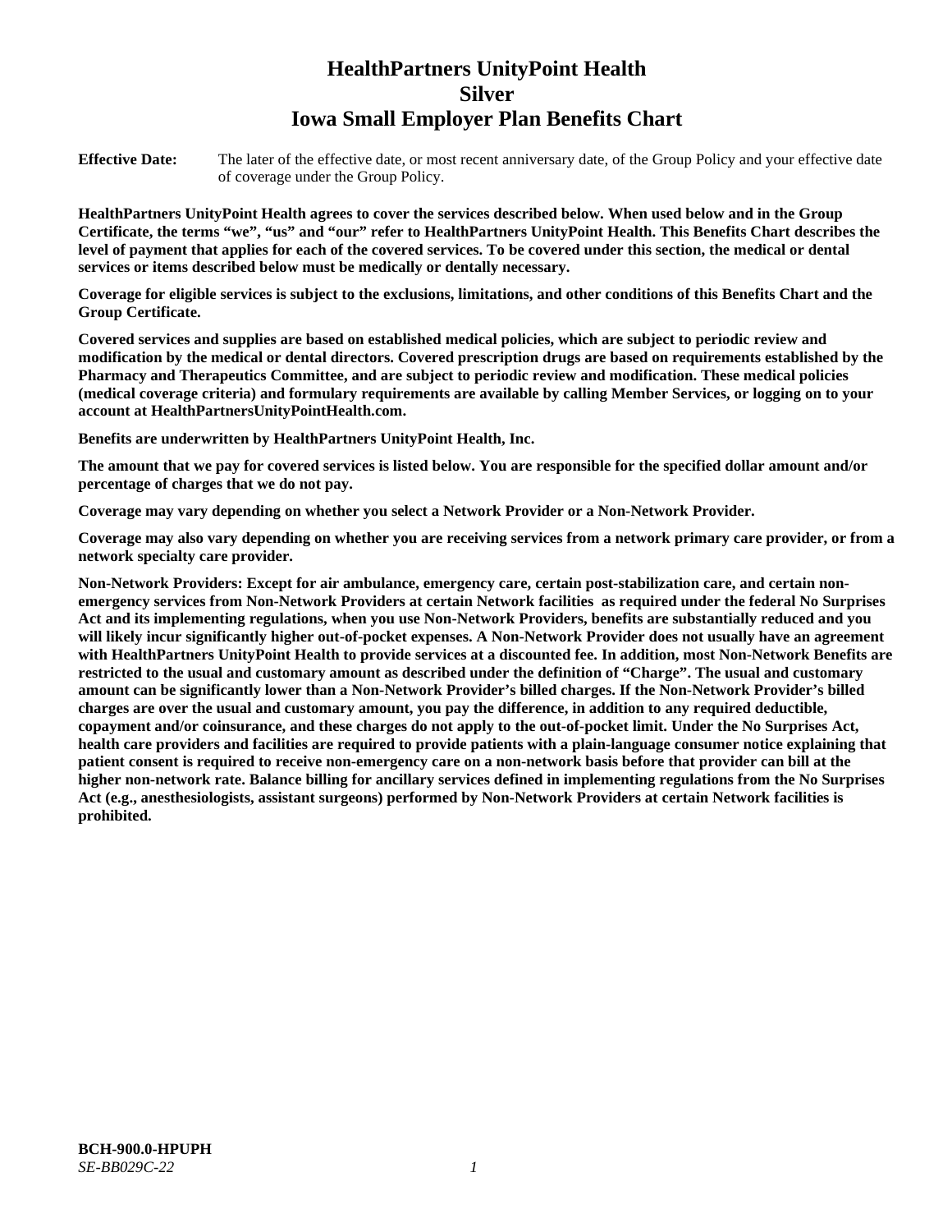# HealthPartners UnityPoint Health Silver Iowa Small Employer Plan Benefits Chart

**Effective Date:** The later of the effective date, or most recent anniversary date, of the Group Policy and your effective date of coverage under the Group Policy.

**HealthPartners UnityPoint Health agrees to cover the services described below. When used below and in the Group Certificate, the terms "we", "us" and "our" refer to HealthPartners UnityPoint Health. This Benefits Chart describes the level of payment that applies for each of the covered services. To be covered under this section, the medical or dental services or items described below must be medically or dentally necessary.**

**Coverage for eligible services is subject to the exclusions, limitations, and other conditions of this Benefits Chart and the Group Certificate.**

**Covered services and supplies are based on established medical policies, which are subject to periodic review and modification by the medical or dental directors. Covered prescription drugs are based on requirements established by the Pharmacy and Therapeutics Committee, and are subject to periodic review and modification. These medical policies (medical coverage criteria) and formulary requirements are available by calling Member Services, or logging on to your account at HealthPartnersUnityPointHealth.com.**

**Benefits are underwritten by HealthPartners UnityPoint Health, Inc.**

**The amount that we pay for covered services is listed below. You are responsible for the specified dollar amount and/or percentage of charges that we do not pay.**

**Coverage may vary depending on whether you select a Network Provider or a Non-Network Provider.**

**Coverage may also vary depending on whether you are receiving services from a network primary care provider, or from a network specialty care provider.**

**Non-Network Providers: Except for air ambulance, emergency care, certain post-stabilization care, and certain non-emergency services from Non-Network Providers at certain Network facilities as required under the federal No Surprises Act and its implementing regulations, when you use Non-Network Providers, benefits are substantially reduced and you will likely incur significantly higher out-of-pocket expenses. A Non-Network Provider does not usually have an agreement with HealthPartners UnityPoint Health to provide services at a discounted fee. In addition, most Non-Network Benefits are restricted to the usual and customary amount as described under the definition of "Charge". The usual and customary amount can be significantly lower than a Non-Network Provider's billed charges. If the Non-Network Provider's billed charges are over the usual and customary amount, you pay the difference, in addition to any required deductible, copayment and/or coinsurance, and these charges do not apply to the out-of-pocket limit. Under the No Surprises Act, health care providers and facilities are required to provide patients with a plain-language consumer notice explaining that patient consent is required to receive non-emergency care on a non-network basis before that provider can bill at the higher non-network rate. Balance billing for ancillary services defined in implementing regulations from the No Surprises Act (e.g., anesthesiologists, assistant surgeons) performed by Non-Network Providers at certain Network facilities is prohibited.**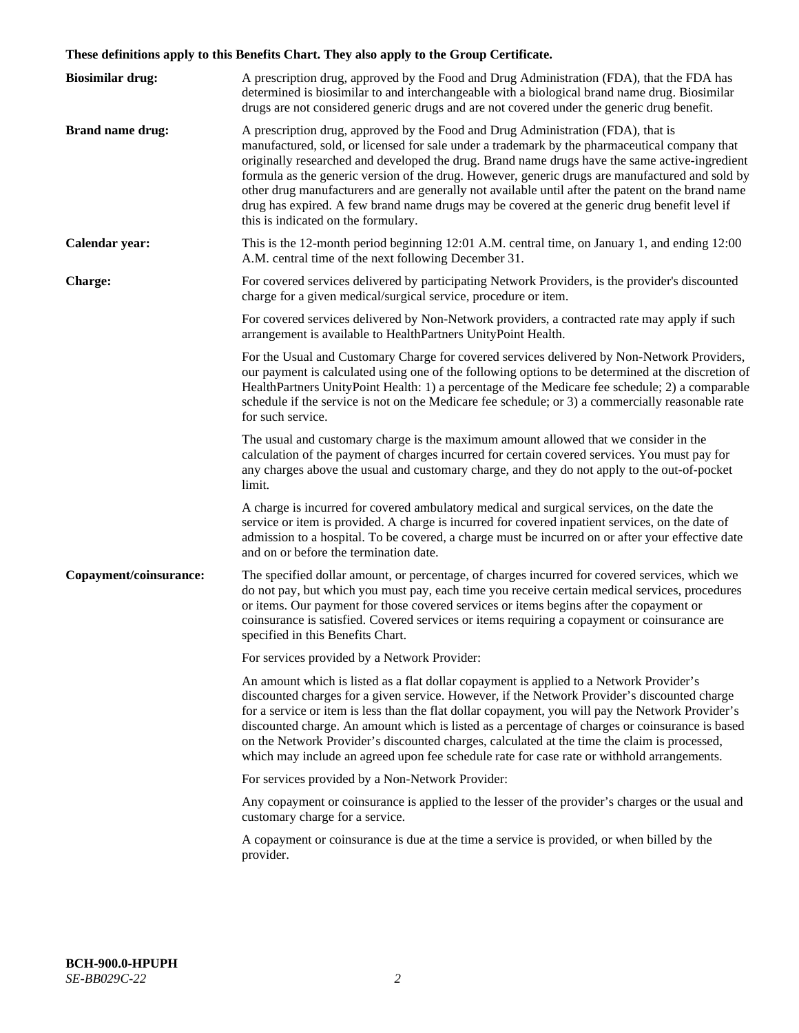**These definitions apply to this Benefits Chart. They also apply to the Group Certificate.**

**Biosimilar drug:** A prescription drug, approved by the Food and Drug Administration (FDA), that the FDA has determined is biosimilar to and interchangeable with a biological brand name drug. Biosimilar drugs are not considered generic drugs and are not covered under the generic drug benefit.

**Brand name drug:** A prescription drug, approved by the Food and Drug Administration (FDA), that is manufactured, sold, or licensed for sale under a trademark by the pharmaceutical company that originally researched and developed the drug. Brand name drugs have the same active-ingredient formula as the generic version of the drug. However, generic drugs are manufactured and sold by other drug manufacturers and are generally not available until after the patent on the brand name drug has expired. A few brand name drugs may be covered at the generic drug benefit level if this is indicated on the formulary.

**Calendar year:** This is the 12-month period beginning 12:01 A.M. central time, on January 1, and ending 12:00 A.M. central time of the next following December 31.

**Charge:** For covered services delivered by participating Network Providers, is the provider's discounted charge for a given medical/surgical service, procedure or item.

For covered services delivered by Non-Network providers, a contracted rate may apply if such arrangement is available to HealthPartners UnityPoint Health.

For the Usual and Customary Charge for covered services delivered by Non-Network Providers, our payment is calculated using one of the following options to be determined at the discretion of HealthPartners UnityPoint Health: 1) a percentage of the Medicare fee schedule; 2) a comparable schedule if the service is not on the Medicare fee schedule; or 3) a commercially reasonable rate for such service.

The usual and customary charge is the maximum amount allowed that we consider in the calculation of the payment of charges incurred for certain covered services. You must pay for any charges above the usual and customary charge, and they do not apply to the out-of-pocket limit.

A charge is incurred for covered ambulatory medical and surgical services, on the date the service or item is provided. A charge is incurred for covered inpatient services, on the date of admission to a hospital. To be covered, a charge must be incurred on or after your effective date and on or before the termination date.

**Copayment/coinsurance:** The specified dollar amount, or percentage, of charges incurred for covered services, which we do not pay, but which you must pay, each time you receive certain medical services, procedures or items. Our payment for those covered services or items begins after the copayment or coinsurance is satisfied. Covered services or items requiring a copayment or coinsurance are specified in this Benefits Chart.

For services provided by a Network Provider:

An amount which is listed as a flat dollar copayment is applied to a Network Provider's discounted charges for a given service. However, if the Network Provider's discounted charge for a service or item is less than the flat dollar copayment, you will pay the Network Provider's discounted charge. An amount which is listed as a percentage of charges or coinsurance is based on the Network Provider's discounted charges, calculated at the time the claim is processed, which may include an agreed upon fee schedule rate for case rate or withhold arrangements.

For services provided by a Non-Network Provider:

Any copayment or coinsurance is applied to the lesser of the provider's charges or the usual and customary charge for a service.

A copayment or coinsurance is due at the time a service is provided, or when billed by the provider.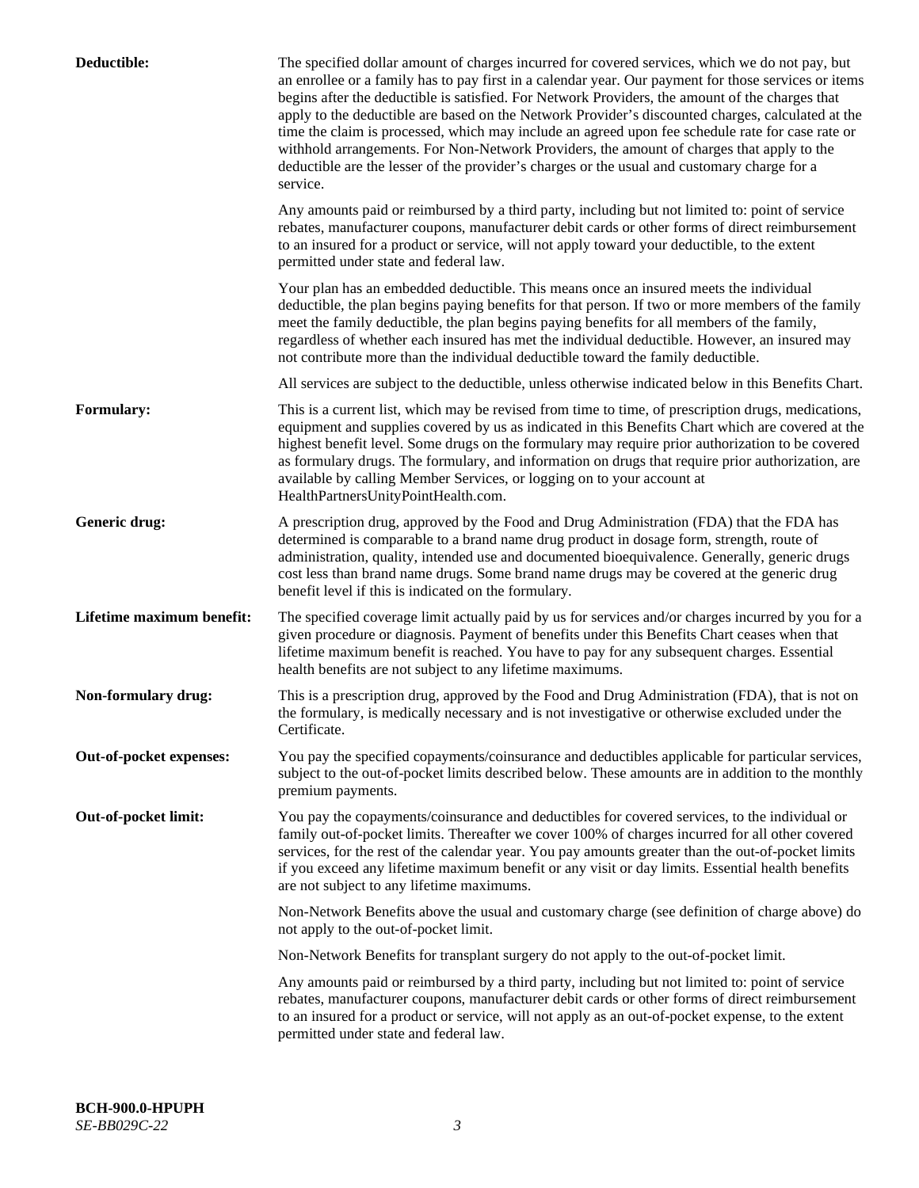**Deductible:** The specified dollar amount of charges incurred for covered services, which we do not pay, but an enrollee or a family has to pay first in a calendar year. Our payment for those services or items begins after the deductible is satisfied. For Network Providers, the amount of the charges that apply to the deductible are based on the Network Provider's discounted charges, calculated at the time the claim is processed, which may include an agreed upon fee schedule rate for case rate or withhold arrangements. For Non-Network Providers, the amount of charges that apply to the deductible are the lesser of the provider's charges or the usual and customary charge for a service.

Any amounts paid or reimbursed by a third party, including but not limited to: point of service rebates, manufacturer coupons, manufacturer debit cards or other forms of direct reimbursement to an insured for a product or service, will not apply toward your deductible, to the extent permitted under state and federal law.

Your plan has an embedded deductible. This means once an insured meets the individual deductible, the plan begins paying benefits for that person. If two or more members of the family meet the family deductible, the plan begins paying benefits for all members of the family, regardless of whether each insured has met the individual deductible. However, an insured may not contribute more than the individual deductible toward the family deductible.

All services are subject to the deductible, unless otherwise indicated below in this Benefits Chart.

**Formulary:** This is a current list, which may be revised from time to time, of prescription drugs, medications, equipment and supplies covered by us as indicated in this Benefits Chart which are covered at the highest benefit level. Some drugs on the formulary may require prior authorization to be covered as formulary drugs. The formulary, and information on drugs that require prior authorization, are available by calling Member Services, or logging on to your account at HealthPartnersUnityPointHealth.com.

**Generic drug:** A prescription drug, approved by the Food and Drug Administration (FDA) that the FDA has determined is comparable to a brand name drug product in dosage form, strength, route of administration, quality, intended use and documented bioequivalence. Generally, generic drugs cost less than brand name drugs. Some brand name drugs may be covered at the generic drug benefit level if this is indicated on the formulary.

**Lifetime maximum benefit:** The specified coverage limit actually paid by us for services and/or charges incurred by you for a given procedure or diagnosis. Payment of benefits under this Benefits Chart ceases when that lifetime maximum benefit is reached. You have to pay for any subsequent charges. Essential health benefits are not subject to any lifetime maximums.

**Non-formulary drug:** This is a prescription drug, approved by the Food and Drug Administration (FDA), that is not on the formulary, is medically necessary and is not investigative or otherwise excluded under the Certificate.

**Out-of-pocket expenses:** You pay the specified copayments/coinsurance and deductibles applicable for particular services, subject to the out-of-pocket limits described below. These amounts are in addition to the monthly premium payments.

**Out-of-pocket limit:** You pay the copayments/coinsurance and deductibles for covered services, to the individual or family out-of-pocket limits. Thereafter we cover 100% of charges incurred for all other covered services, for the rest of the calendar year. You pay amounts greater than the out-of-pocket limits if you exceed any lifetime maximum benefit or any visit or day limits. Essential health benefits are not subject to any lifetime maximums.

Non-Network Benefits above the usual and customary charge (see definition of charge above) do not apply to the out-of-pocket limit.

Non-Network Benefits for transplant surgery do not apply to the out-of-pocket limit.

Any amounts paid or reimbursed by a third party, including but not limited to: point of service rebates, manufacturer coupons, manufacturer debit cards or other forms of direct reimbursement to an insured for a product or service, will not apply as an out-of-pocket expense, to the extent permitted under state and federal law.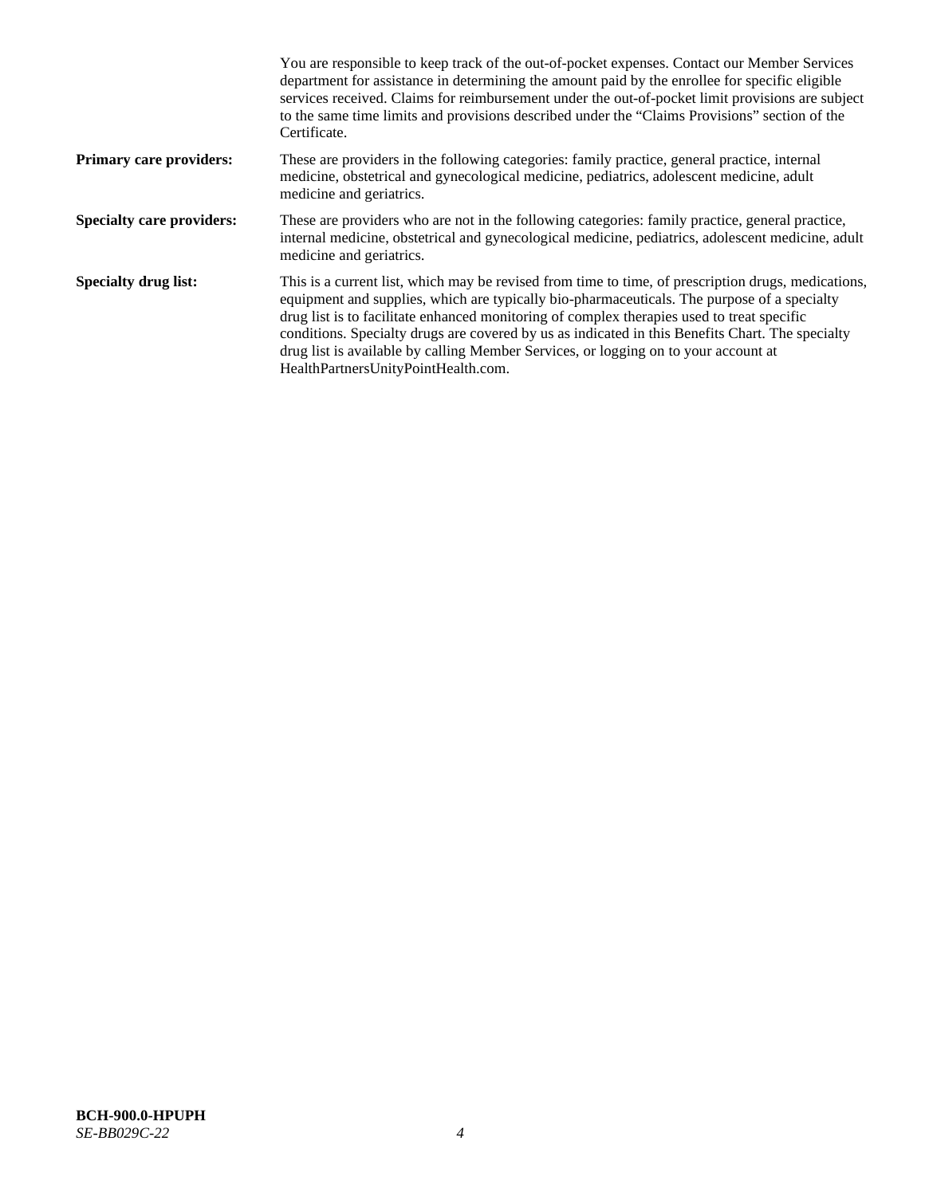You are responsible to keep track of the out-of-pocket expenses. Contact our Member Services department for assistance in determining the amount paid by the enrollee for specific eligible services received. Claims for reimbursement under the out-of-pocket limit provisions are subject to the same time limits and provisions described under the "Claims Provisions" section of the Certificate.

**Primary care providers:** These are providers in the following categories: family practice, general practice, internal medicine, obstetrical and gynecological medicine, pediatrics, adolescent medicine, adult medicine and geriatrics.

**Specialty care providers:** These are providers who are not in the following categories: family practice, general practice, internal medicine, obstetrical and gynecological medicine, pediatrics, adolescent medicine, adult medicine and geriatrics.

**Specialty drug list:** This is a current list, which may be revised from time to time, of prescription drugs, medications, equipment and supplies, which are typically bio-pharmaceuticals. The purpose of a specialty drug list is to facilitate enhanced monitoring of complex therapies used to treat specific conditions. Specialty drugs are covered by us as indicated in this Benefits Chart. The specialty drug list is available by calling Member Services, or logging on to your account at HealthPartnersUnityPointHealth.com.

**BCH-900.0-HPUPH**
*SE-BB029C-22*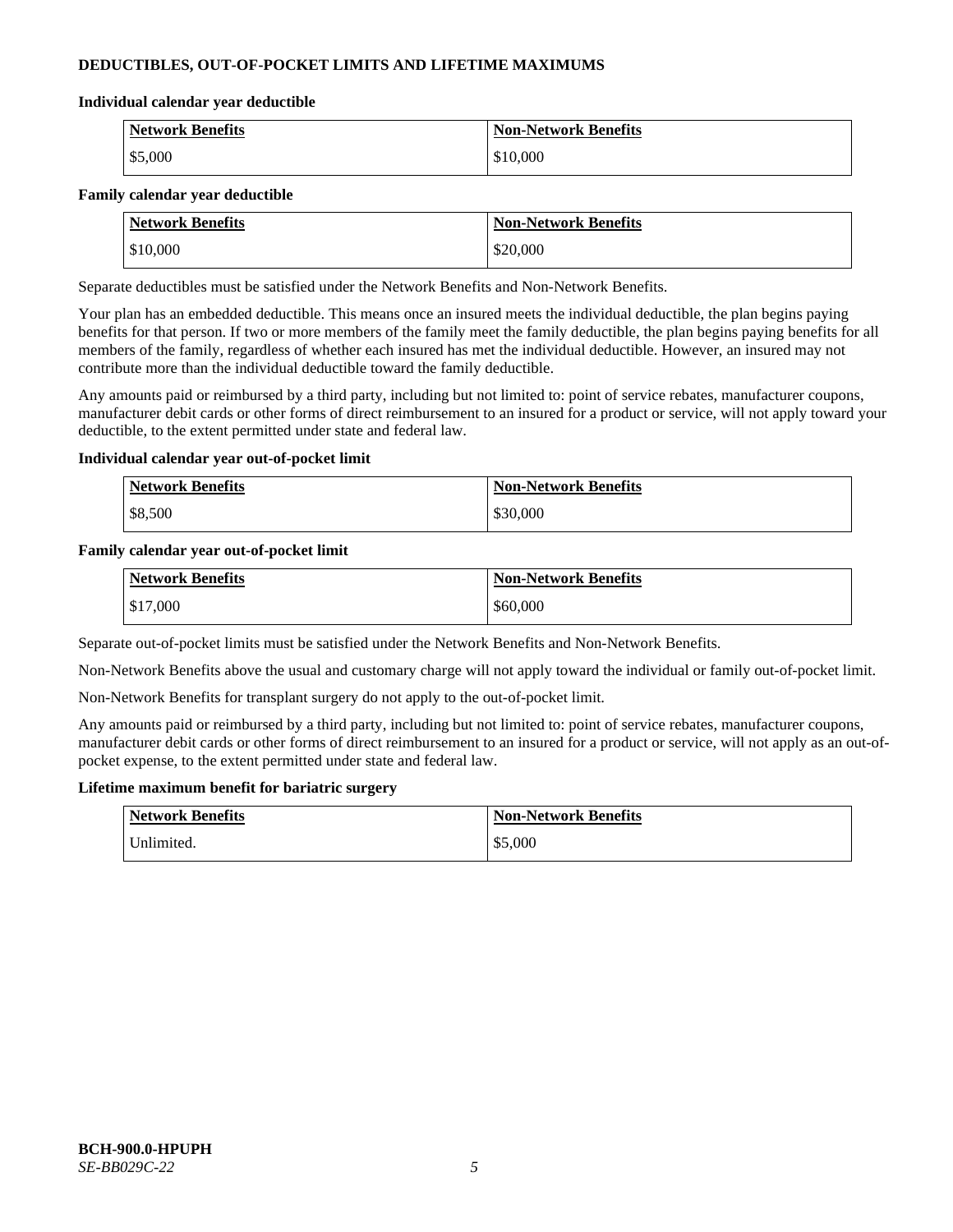## DEDUCTIBLES, OUT-OF-POCKET LIMITS AND LIFETIME MAXIMUMS

**Individual calendar year deductible**

| Network Benefits | Non-Network Benefits |
| --- | --- |
| $5,000 | $10,000 |

**Family calendar year deductible**

| Network Benefits | Non-Network Benefits |
| --- | --- |
| $10,000 | $20,000 |

Separate deductibles must be satisfied under the Network Benefits and Non-Network Benefits.

Your plan has an embedded deductible. This means once an insured meets the individual deductible, the plan begins paying benefits for that person. If two or more members of the family meet the family deductible, the plan begins paying benefits for all members of the family, regardless of whether each insured has met the individual deductible. However, an insured may not contribute more than the individual deductible toward the family deductible.

Any amounts paid or reimbursed by a third party, including but not limited to: point of service rebates, manufacturer coupons, manufacturer debit cards or other forms of direct reimbursement to an insured for a product or service, will not apply toward your deductible, to the extent permitted under state and federal law.

**Individual calendar year out-of-pocket limit**

| Network Benefits | Non-Network Benefits |
| --- | --- |
| $8,500 | $30,000 |

**Family calendar year out-of-pocket limit**

| Network Benefits | Non-Network Benefits |
| --- | --- |
| $17,000 | $60,000 |

Separate out-of-pocket limits must be satisfied under the Network Benefits and Non-Network Benefits.

Non-Network Benefits above the usual and customary charge will not apply toward the individual or family out-of-pocket limit.

Non-Network Benefits for transplant surgery do not apply to the out-of-pocket limit.

Any amounts paid or reimbursed by a third party, including but not limited to: point of service rebates, manufacturer coupons, manufacturer debit cards or other forms of direct reimbursement to an insured for a product or service, will not apply as an out-of-pocket expense, to the extent permitted under state and federal law.

**Lifetime maximum benefit for bariatric surgery**

| Network Benefits | Non-Network Benefits |
| --- | --- |
| Unlimited. | $5,000 |

**BCH-900.0-HPUPH**
*SE-BB029C-22*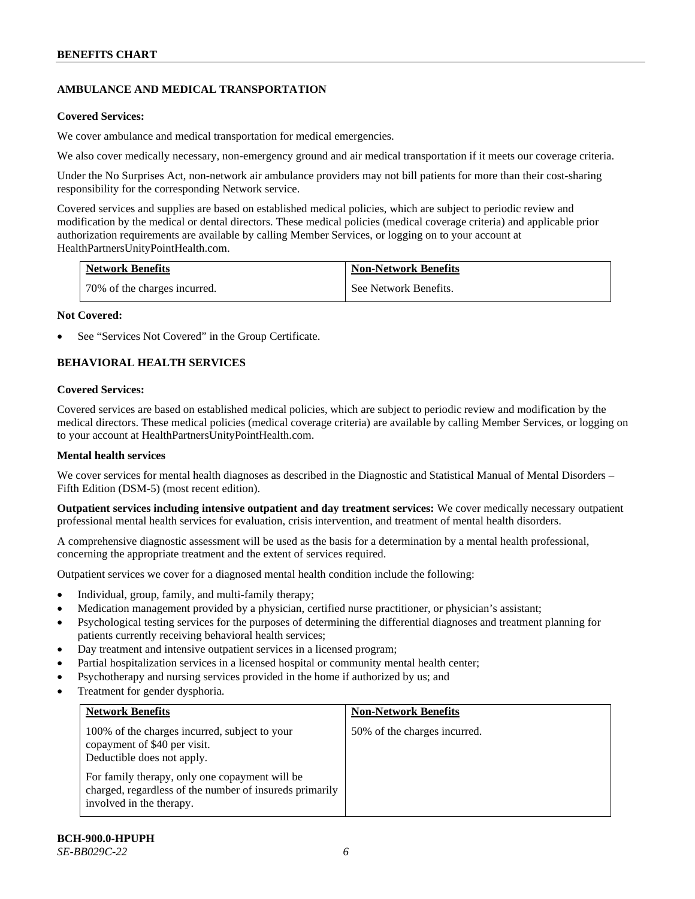## AMBULANCE AND MEDICAL TRANSPORTATION

**Covered Services:**

We cover ambulance and medical transportation for medical emergencies.

We also cover medically necessary, non-emergency ground and air medical transportation if it meets our coverage criteria.

Under the No Surprises Act, non-network air ambulance providers may not bill patients for more than their cost-sharing responsibility for the corresponding Network service.

Covered services and supplies are based on established medical policies, which are subject to periodic review and modification by the medical or dental directors. These medical policies (medical coverage criteria) and applicable prior authorization requirements are available by calling Member Services, or logging on to your account at HealthPartnersUnityPointHealth.com.

| Network Benefits | Non-Network Benefits |
| --- | --- |
| 70% of the charges incurred. | See Network Benefits. |

**Not Covered:**

- See "Services Not Covered" in the Group Certificate.

## BEHAVIORAL HEALTH SERVICES

**Covered Services:**

Covered services are based on established medical policies, which are subject to periodic review and modification by the medical directors. These medical policies (medical coverage criteria) are available by calling Member Services, or logging on to your account at HealthPartnersUnityPointHealth.com.

**Mental health services**

We cover services for mental health diagnoses as described in the Diagnostic and Statistical Manual of Mental Disorders – Fifth Edition (DSM-5) (most recent edition).

**Outpatient services including intensive outpatient and day treatment services:** We cover medically necessary outpatient professional mental health services for evaluation, crisis intervention, and treatment of mental health disorders.

A comprehensive diagnostic assessment will be used as the basis for a determination by a mental health professional, concerning the appropriate treatment and the extent of services required.

Outpatient services we cover for a diagnosed mental health condition include the following:

- Individual, group, family, and multi-family therapy;
- Medication management provided by a physician, certified nurse practitioner, or physician's assistant;
- Psychological testing services for the purposes of determining the differential diagnoses and treatment planning for patients currently receiving behavioral health services;
- Day treatment and intensive outpatient services in a licensed program;
- Partial hospitalization services in a licensed hospital or community mental health center;
- Psychotherapy and nursing services provided in the home if authorized by us; and
- Treatment for gender dysphoria.

| Network Benefits | Non-Network Benefits |
| --- | --- |
| 100% of the charges incurred, subject to your copayment of $40 per visit. Deductible does not apply.<br><br>For family therapy, only one copayment will be charged, regardless of the number of insureds primarily involved in the therapy. | 50% of the charges incurred. |

**BCH-900.0-HPUPH**
*SE-BB029C-22*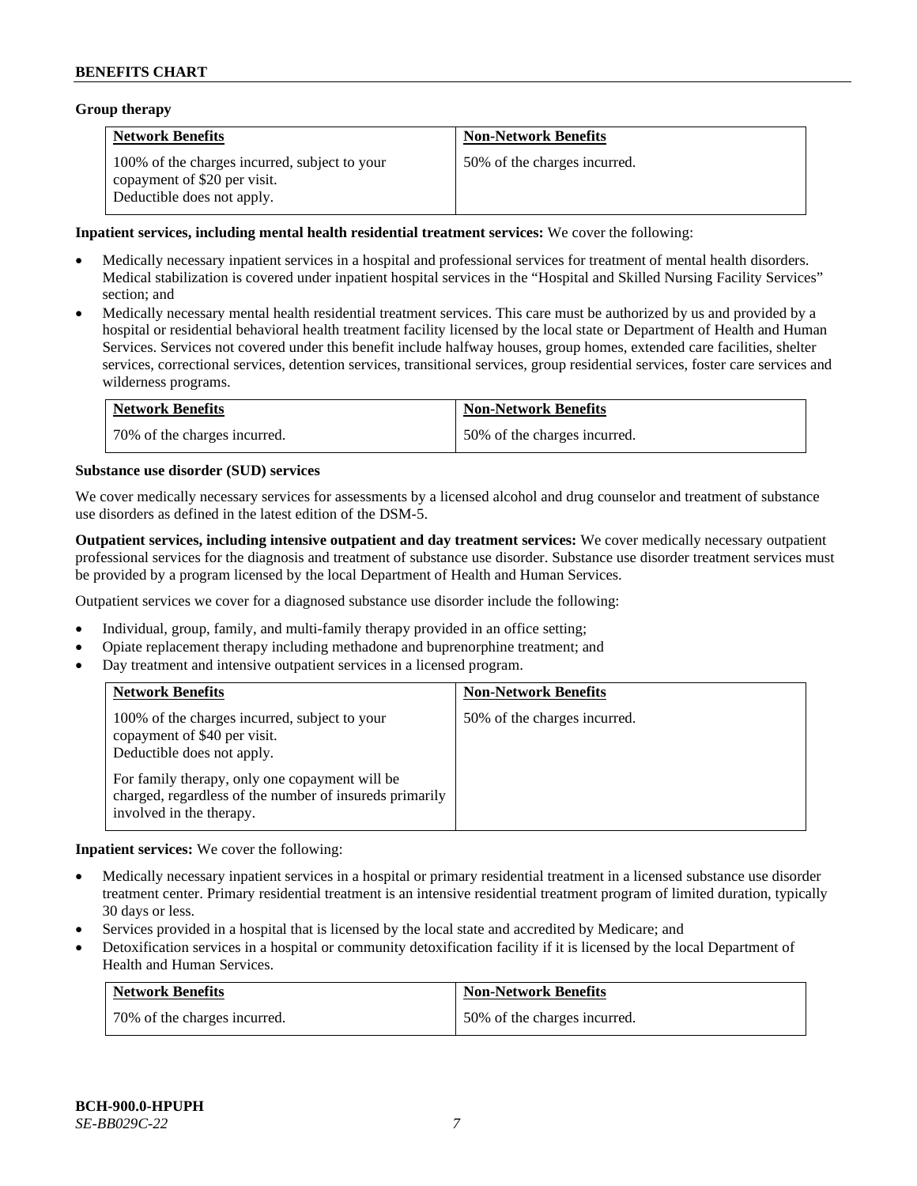**Group therapy**

| Network Benefits | Non-Network Benefits |
|---|---|
| 100% of the charges incurred, subject to your copayment of $20 per visit. Deductible does not apply. | 50% of the charges incurred. |

**Inpatient services, including mental health residential treatment services:** We cover the following:

- Medically necessary inpatient services in a hospital and professional services for treatment of mental health disorders. Medical stabilization is covered under inpatient hospital services in the "Hospital and Skilled Nursing Facility Services" section; and
- Medically necessary mental health residential treatment services. This care must be authorized by us and provided by a hospital or residential behavioral health treatment facility licensed by the local state or Department of Health and Human Services. Services not covered under this benefit include halfway houses, group homes, extended care facilities, shelter services, correctional services, detention services, transitional services, group residential services, foster care services and wilderness programs.

| Network Benefits | Non-Network Benefits |
|---|---|
| 70% of the charges incurred. | 50% of the charges incurred. |

**Substance use disorder (SUD) services**

We cover medically necessary services for assessments by a licensed alcohol and drug counselor and treatment of substance use disorders as defined in the latest edition of the DSM-5.

**Outpatient services, including intensive outpatient and day treatment services:** We cover medically necessary outpatient professional services for the diagnosis and treatment of substance use disorder. Substance use disorder treatment services must be provided by a program licensed by the local Department of Health and Human Services.

Outpatient services we cover for a diagnosed substance use disorder include the following:

- Individual, group, family, and multi-family therapy provided in an office setting;
- Opiate replacement therapy including methadone and buprenorphine treatment; and
- Day treatment and intensive outpatient services in a licensed program.

| Network Benefits | Non-Network Benefits |
|---|---|
| 100% of the charges incurred, subject to your copayment of $40 per visit. Deductible does not apply. For family therapy, only one copayment will be charged, regardless of the number of insureds primarily involved in the therapy. | 50% of the charges incurred. |

**Inpatient services:** We cover the following:

- Medically necessary inpatient services in a hospital or primary residential treatment in a licensed substance use disorder treatment center. Primary residential treatment is an intensive residential treatment program of limited duration, typically 30 days or less.
- Services provided in a hospital that is licensed by the local state and accredited by Medicare; and
- Detoxification services in a hospital or community detoxification facility if it is licensed by the local Department of Health and Human Services.

| Network Benefits | Non-Network Benefits |
|---|---|
| 70% of the charges incurred. | 50% of the charges incurred. |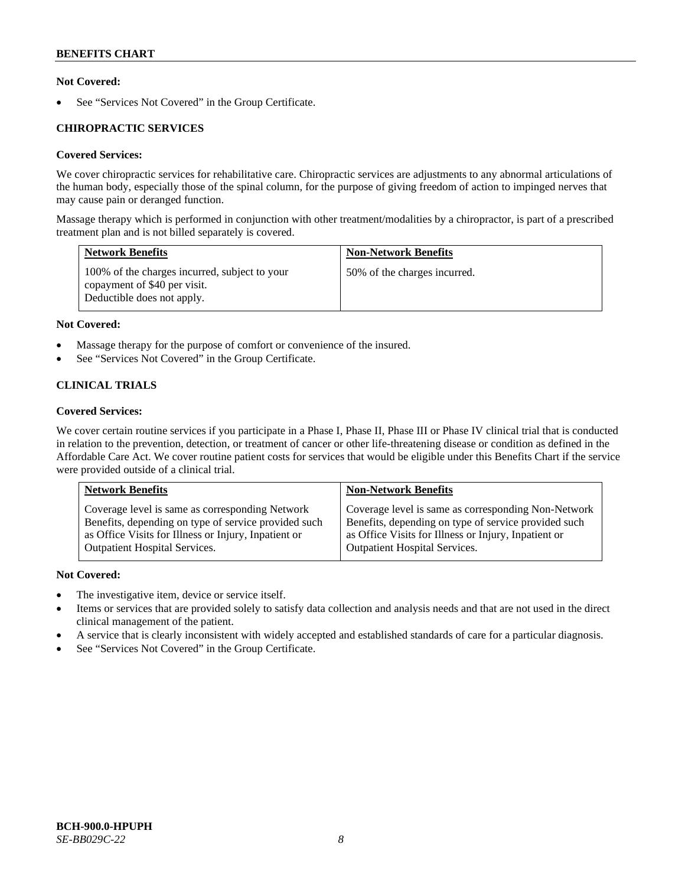**Not Covered:**

- See "Services Not Covered" in the Group Certificate.

### CHIROPRACTIC SERVICES

**Covered Services:**

We cover chiropractic services for rehabilitative care. Chiropractic services are adjustments to any abnormal articulations of the human body, especially those of the spinal column, for the purpose of giving freedom of action to impinged nerves that may cause pain or deranged function.

Massage therapy which is performed in conjunction with other treatment/modalities by a chiropractor, is part of a prescribed treatment plan and is not billed separately is covered.

| Network Benefits | Non-Network Benefits |
| --- | --- |
| 100% of the charges incurred, subject to your copayment of $40 per visit. Deductible does not apply. | 50% of the charges incurred. |

**Not Covered:**

- Massage therapy for the purpose of comfort or convenience of the insured.
- See "Services Not Covered" in the Group Certificate.

### CLINICAL TRIALS

**Covered Services:**

We cover certain routine services if you participate in a Phase I, Phase II, Phase III or Phase IV clinical trial that is conducted in relation to the prevention, detection, or treatment of cancer or other life-threatening disease or condition as defined in the Affordable Care Act. We cover routine patient costs for services that would be eligible under this Benefits Chart if the service were provided outside of a clinical trial.

| Network Benefits | Non-Network Benefits |
| --- | --- |
| Coverage level is same as corresponding Network Benefits, depending on type of service provided such as Office Visits for Illness or Injury, Inpatient or Outpatient Hospital Services. | Coverage level is same as corresponding Non-Network Benefits, depending on type of service provided such as Office Visits for Illness or Injury, Inpatient or Outpatient Hospital Services. |

**Not Covered:**

- The investigative item, device or service itself.
- Items or services that are provided solely to satisfy data collection and analysis needs and that are not used in the direct clinical management of the patient.
- A service that is clearly inconsistent with widely accepted and established standards of care for a particular diagnosis.
- See "Services Not Covered" in the Group Certificate.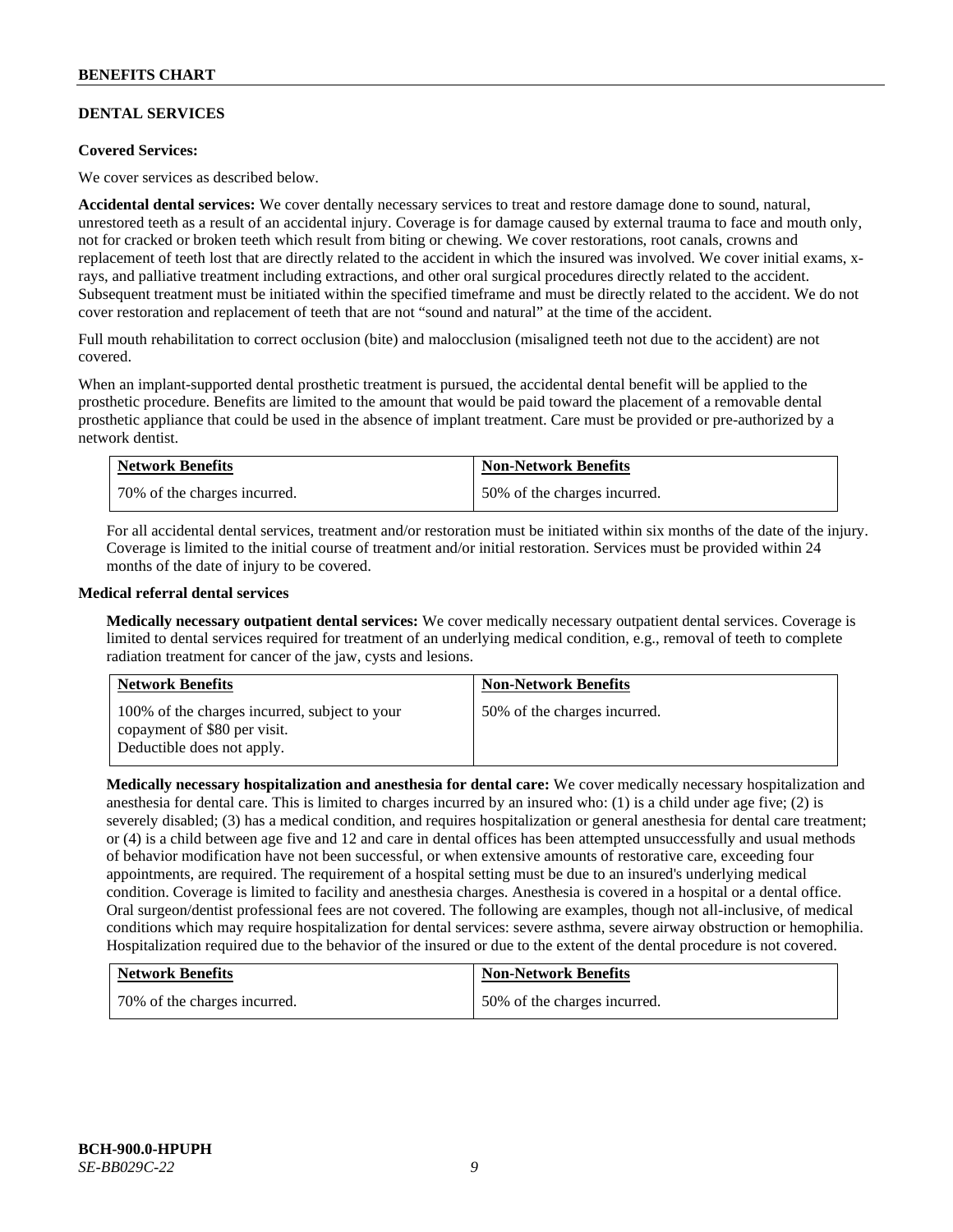## DENTAL SERVICES

**Covered Services:**

We cover services as described below.

**Accidental dental services:** We cover dentally necessary services to treat and restore damage done to sound, natural, unrestored teeth as a result of an accidental injury. Coverage is for damage caused by external trauma to face and mouth only, not for cracked or broken teeth which result from biting or chewing. We cover restorations, root canals, crowns and replacement of teeth lost that are directly related to the accident in which the insured was involved. We cover initial exams, x-rays, and palliative treatment including extractions, and other oral surgical procedures directly related to the accident. Subsequent treatment must be initiated within the specified timeframe and must be directly related to the accident. We do not cover restoration and replacement of teeth that are not "sound and natural" at the time of the accident.

Full mouth rehabilitation to correct occlusion (bite) and malocclusion (misaligned teeth not due to the accident) are not covered.

When an implant-supported dental prosthetic treatment is pursued, the accidental dental benefit will be applied to the prosthetic procedure. Benefits are limited to the amount that would be paid toward the placement of a removable dental prosthetic appliance that could be used in the absence of implant treatment. Care must be provided or pre-authorized by a network dentist.

| Network Benefits | Non-Network Benefits |
|---|---|
| 70% of the charges incurred. | 50% of the charges incurred. |

For all accidental dental services, treatment and/or restoration must be initiated within six months of the date of the injury. Coverage is limited to the initial course of treatment and/or initial restoration. Services must be provided within 24 months of the date of injury to be covered.

**Medical referral dental services**

**Medically necessary outpatient dental services:** We cover medically necessary outpatient dental services. Coverage is limited to dental services required for treatment of an underlying medical condition, e.g., removal of teeth to complete radiation treatment for cancer of the jaw, cysts and lesions.

| Network Benefits | Non-Network Benefits |
|---|---|
| 100% of the charges incurred, subject to your copayment of $80 per visit. Deductible does not apply. | 50% of the charges incurred. |

**Medically necessary hospitalization and anesthesia for dental care:** We cover medically necessary hospitalization and anesthesia for dental care. This is limited to charges incurred by an insured who: (1) is a child under age five; (2) is severely disabled; (3) has a medical condition, and requires hospitalization or general anesthesia for dental care treatment; or (4) is a child between age five and 12 and care in dental offices has been attempted unsuccessfully and usual methods of behavior modification have not been successful, or when extensive amounts of restorative care, exceeding four appointments, are required. The requirement of a hospital setting must be due to an insured's underlying medical condition. Coverage is limited to facility and anesthesia charges. Anesthesia is covered in a hospital or a dental office. Oral surgeon/dentist professional fees are not covered. The following are examples, though not all-inclusive, of medical conditions which may require hospitalization for dental services: severe asthma, severe airway obstruction or hemophilia. Hospitalization required due to the behavior of the insured or due to the extent of the dental procedure is not covered.

| Network Benefits | Non-Network Benefits |
|---|---|
| 70% of the charges incurred. | 50% of the charges incurred. |

BCH-900.0-HPUPH
*SE-BB029C-22*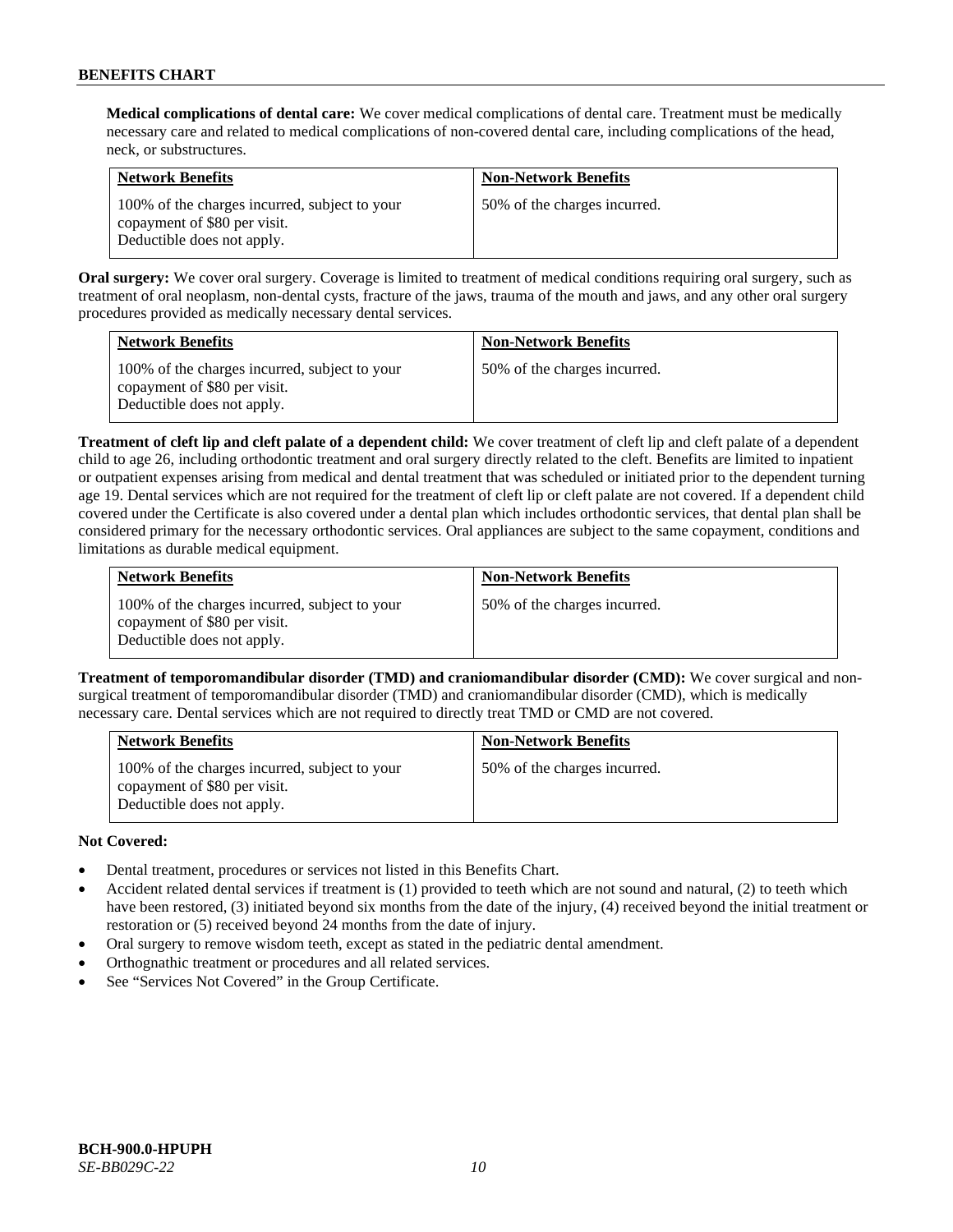**Medical complications of dental care:** We cover medical complications of dental care. Treatment must be medically necessary care and related to medical complications of non-covered dental care, including complications of the head, neck, or substructures.

| Network Benefits | Non-Network Benefits |
|---|---|
| 100% of the charges incurred, subject to your copayment of $80 per visit. Deductible does not apply. | 50% of the charges incurred. |

**Oral surgery:** We cover oral surgery. Coverage is limited to treatment of medical conditions requiring oral surgery, such as treatment of oral neoplasm, non-dental cysts, fracture of the jaws, trauma of the mouth and jaws, and any other oral surgery procedures provided as medically necessary dental services.

| Network Benefits | Non-Network Benefits |
|---|---|
| 100% of the charges incurred, subject to your copayment of $80 per visit. Deductible does not apply. | 50% of the charges incurred. |

**Treatment of cleft lip and cleft palate of a dependent child:** We cover treatment of cleft lip and cleft palate of a dependent child to age 26, including orthodontic treatment and oral surgery directly related to the cleft. Benefits are limited to inpatient or outpatient expenses arising from medical and dental treatment that was scheduled or initiated prior to the dependent turning age 19. Dental services which are not required for the treatment of cleft lip or cleft palate are not covered. If a dependent child covered under the Certificate is also covered under a dental plan which includes orthodontic services, that dental plan shall be considered primary for the necessary orthodontic services. Oral appliances are subject to the same copayment, conditions and limitations as durable medical equipment.

| Network Benefits | Non-Network Benefits |
|---|---|
| 100% of the charges incurred, subject to your copayment of $80 per visit. Deductible does not apply. | 50% of the charges incurred. |

**Treatment of temporomandibular disorder (TMD) and craniomandibular disorder (CMD):** We cover surgical and non-surgical treatment of temporomandibular disorder (TMD) and craniomandibular disorder (CMD), which is medically necessary care. Dental services which are not required to directly treat TMD or CMD are not covered.

| Network Benefits | Non-Network Benefits |
|---|---|
| 100% of the charges incurred, subject to your copayment of $80 per visit. Deductible does not apply. | 50% of the charges incurred. |

**Not Covered:**

- Dental treatment, procedures or services not listed in this Benefits Chart.
- Accident related dental services if treatment is (1) provided to teeth which are not sound and natural, (2) to teeth which have been restored, (3) initiated beyond six months from the date of the injury, (4) received beyond the initial treatment or restoration or (5) received beyond 24 months from the date of injury.
- Oral surgery to remove wisdom teeth, except as stated in the pediatric dental amendment.
- Orthognathic treatment or procedures and all related services.
- See "Services Not Covered" in the Group Certificate.

**BCH-900.0-HPUPH**
*SE-BB029C-22*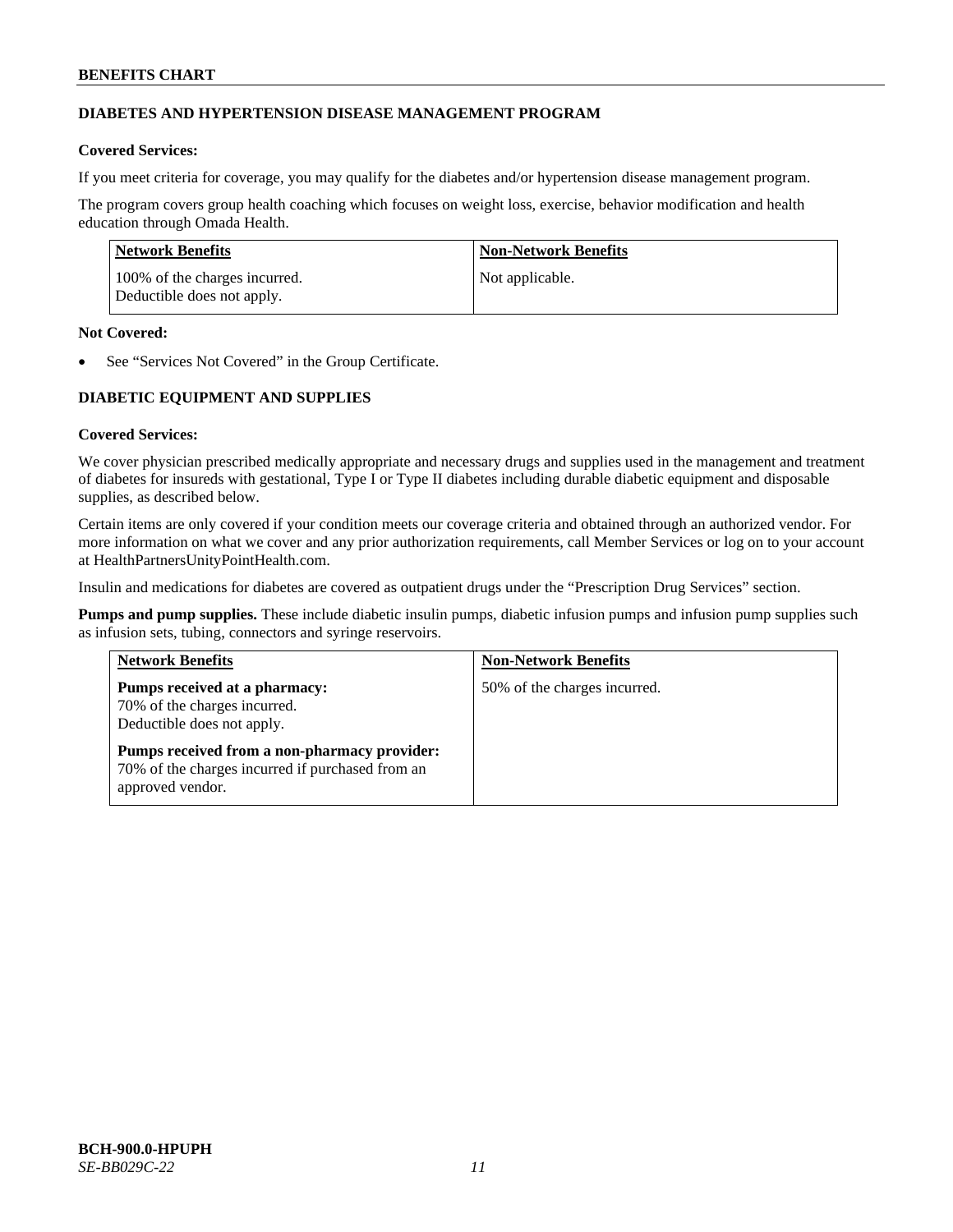## DIABETES AND HYPERTENSION DISEASE MANAGEMENT PROGRAM

**Covered Services:**

If you meet criteria for coverage, you may qualify for the diabetes and/or hypertension disease management program.

The program covers group health coaching which focuses on weight loss, exercise, behavior modification and health education through Omada Health.

| Network Benefits | Non-Network Benefits |
|---|---|
| 100% of the charges incurred.<br>Deductible does not apply. | Not applicable. |

**Not Covered:**

- See "Services Not Covered" in the Group Certificate.

## DIABETIC EQUIPMENT AND SUPPLIES

**Covered Services:**

We cover physician prescribed medically appropriate and necessary drugs and supplies used in the management and treatment of diabetes for insureds with gestational, Type I or Type II diabetes including durable diabetic equipment and disposable supplies, as described below.

Certain items are only covered if your condition meets our coverage criteria and obtained through an authorized vendor. For more information on what we cover and any prior authorization requirements, call Member Services or log on to your account at HealthPartnersUnityPointHealth.com.

Insulin and medications for diabetes are covered as outpatient drugs under the "Prescription Drug Services" section.

**Pumps and pump supplies.** These include diabetic insulin pumps, diabetic infusion pumps and infusion pump supplies such as infusion sets, tubing, connectors and syringe reservoirs.

| Network Benefits | Non-Network Benefits |
|---|---|
| **Pumps received at a pharmacy:**<br>70% of the charges incurred.<br>Deductible does not apply.<br><br>**Pumps received from a non-pharmacy provider:**<br>70% of the charges incurred if purchased from an approved vendor. | 50% of the charges incurred. |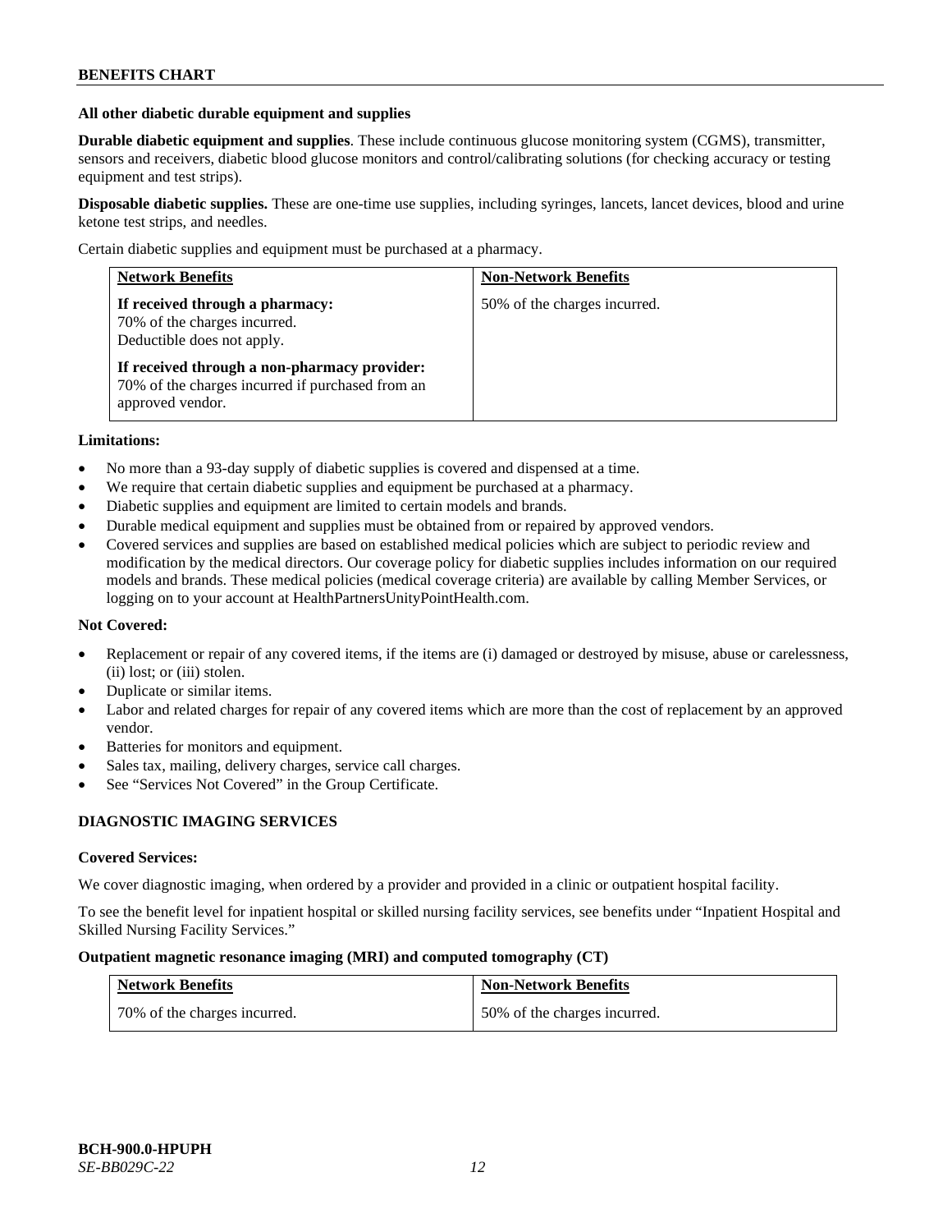**All other diabetic durable equipment and supplies**

**Durable diabetic equipment and supplies**. These include continuous glucose monitoring system (CGMS), transmitter, sensors and receivers, diabetic blood glucose monitors and control/calibrating solutions (for checking accuracy or testing equipment and test strips).

**Disposable diabetic supplies.** These are one-time use supplies, including syringes, lancets, lancet devices, blood and urine ketone test strips, and needles.

Certain diabetic supplies and equipment must be purchased at a pharmacy.

| Network Benefits | Non-Network Benefits |
|---|---|
| **If received through a pharmacy:** 70% of the charges incurred. Deductible does not apply.<br><br>**If received through a non-pharmacy provider:** 70% of the charges incurred if purchased from an approved vendor. | 50% of the charges incurred. |

**Limitations:**

- No more than a 93-day supply of diabetic supplies is covered and dispensed at a time.
- We require that certain diabetic supplies and equipment be purchased at a pharmacy.
- Diabetic supplies and equipment are limited to certain models and brands.
- Durable medical equipment and supplies must be obtained from or repaired by approved vendors.
- Covered services and supplies are based on established medical policies which are subject to periodic review and modification by the medical directors. Our coverage policy for diabetic supplies includes information on our required models and brands. These medical policies (medical coverage criteria) are available by calling Member Services, or logging on to your account at HealthPartnersUnityPointHealth.com.

**Not Covered:**

- Replacement or repair of any covered items, if the items are (i) damaged or destroyed by misuse, abuse or carelessness, (ii) lost; or (iii) stolen.
- Duplicate or similar items.
- Labor and related charges for repair of any covered items which are more than the cost of replacement by an approved vendor.
- Batteries for monitors and equipment.
- Sales tax, mailing, delivery charges, service call charges.
- See "Services Not Covered" in the Group Certificate.

## DIAGNOSTIC IMAGING SERVICES

**Covered Services:**

We cover diagnostic imaging, when ordered by a provider and provided in a clinic or outpatient hospital facility.

To see the benefit level for inpatient hospital or skilled nursing facility services, see benefits under "Inpatient Hospital and Skilled Nursing Facility Services."

**Outpatient magnetic resonance imaging (MRI) and computed tomography (CT)**

| Network Benefits | Non-Network Benefits |
|---|---|
| 70% of the charges incurred. | 50% of the charges incurred. |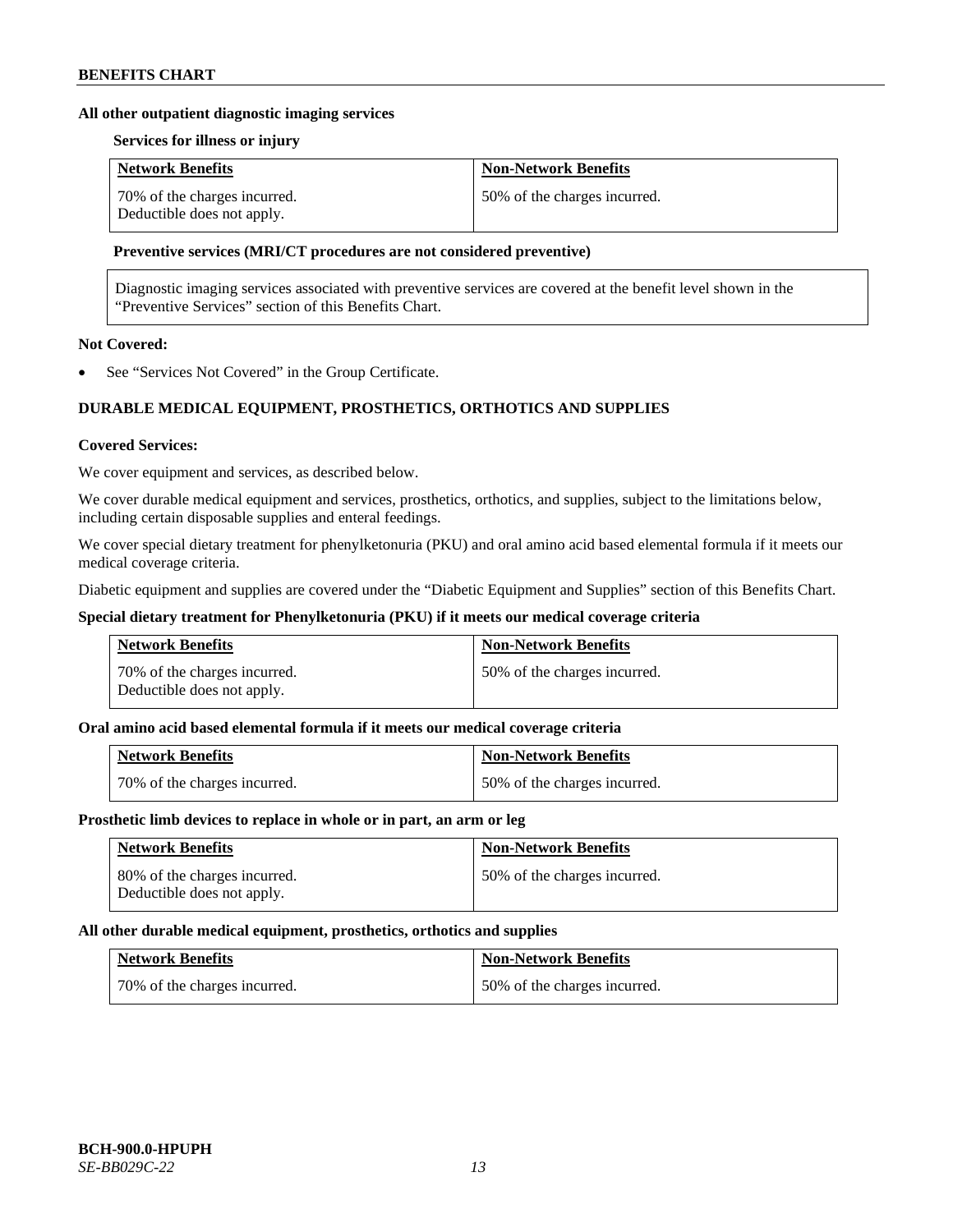**All other outpatient diagnostic imaging services**

**Services for illness or injury**

| Network Benefits | Non-Network Benefits |
| --- | --- |
| 70% of the charges incurred. Deductible does not apply. | 50% of the charges incurred. |

**Preventive services (MRI/CT procedures are not considered preventive)**

Diagnostic imaging services associated with preventive services are covered at the benefit level shown in the "Preventive Services" section of this Benefits Chart.

**Not Covered:**

- See "Services Not Covered" in the Group Certificate.

## DURABLE MEDICAL EQUIPMENT, PROSTHETICS, ORTHOTICS AND SUPPLIES

**Covered Services:**

We cover equipment and services, as described below.

We cover durable medical equipment and services, prosthetics, orthotics, and supplies, subject to the limitations below, including certain disposable supplies and enteral feedings.

We cover special dietary treatment for phenylketonuria (PKU) and oral amino acid based elemental formula if it meets our medical coverage criteria.

Diabetic equipment and supplies are covered under the "Diabetic Equipment and Supplies" section of this Benefits Chart.

**Special dietary treatment for Phenylketonuria (PKU) if it meets our medical coverage criteria**

| Network Benefits | Non-Network Benefits |
| --- | --- |
| 70% of the charges incurred. Deductible does not apply. | 50% of the charges incurred. |

**Oral amino acid based elemental formula if it meets our medical coverage criteria**

| Network Benefits | Non-Network Benefits |
| --- | --- |
| 70% of the charges incurred. | 50% of the charges incurred. |

**Prosthetic limb devices to replace in whole or in part, an arm or leg**

| Network Benefits | Non-Network Benefits |
| --- | --- |
| 80% of the charges incurred. Deductible does not apply. | 50% of the charges incurred. |

**All other durable medical equipment, prosthetics, orthotics and supplies**

| Network Benefits | Non-Network Benefits |
| --- | --- |
| 70% of the charges incurred. | 50% of the charges incurred. |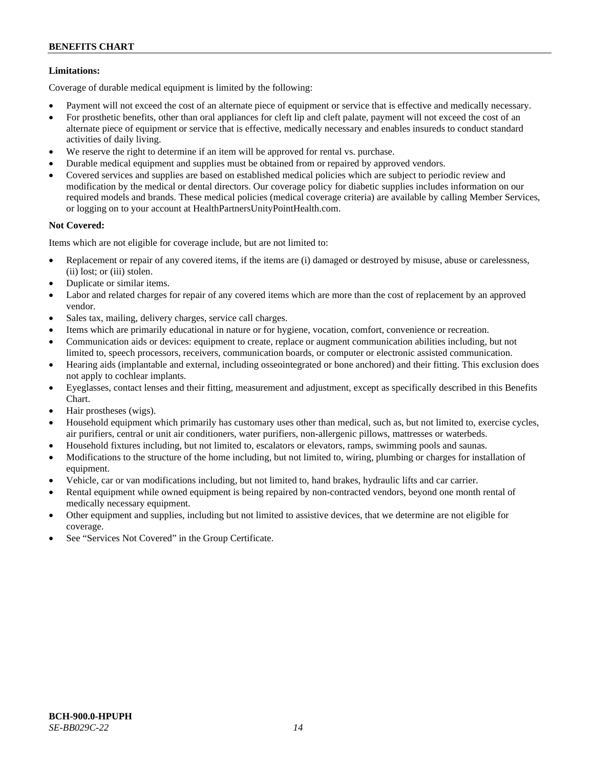**Limitations:**

Coverage of durable medical equipment is limited by the following:

- Payment will not exceed the cost of an alternate piece of equipment or service that is effective and medically necessary.
- For prosthetic benefits, other than oral appliances for cleft lip and cleft palate, payment will not exceed the cost of an alternate piece of equipment or service that is effective, medically necessary and enables insureds to conduct standard activities of daily living.
- We reserve the right to determine if an item will be approved for rental vs. purchase.
- Durable medical equipment and supplies must be obtained from or repaired by approved vendors.
- Covered services and supplies are based on established medical policies which are subject to periodic review and modification by the medical or dental directors. Our coverage policy for diabetic supplies includes information on our required models and brands. These medical policies (medical coverage criteria) are available by calling Member Services, or logging on to your account at HealthPartnersUnityPointHealth.com.

**Not Covered:**

Items which are not eligible for coverage include, but are not limited to:

- Replacement or repair of any covered items, if the items are (i) damaged or destroyed by misuse, abuse or carelessness, (ii) lost; or (iii) stolen.
- Duplicate or similar items.
- Labor and related charges for repair of any covered items which are more than the cost of replacement by an approved vendor.
- Sales tax, mailing, delivery charges, service call charges.
- Items which are primarily educational in nature or for hygiene, vocation, comfort, convenience or recreation.
- Communication aids or devices: equipment to create, replace or augment communication abilities including, but not limited to, speech processors, receivers, communication boards, or computer or electronic assisted communication.
- Hearing aids (implantable and external, including osseointegrated or bone anchored) and their fitting. This exclusion does not apply to cochlear implants.
- Eyeglasses, contact lenses and their fitting, measurement and adjustment, except as specifically described in this Benefits Chart.
- Hair prostheses (wigs).
- Household equipment which primarily has customary uses other than medical, such as, but not limited to, exercise cycles, air purifiers, central or unit air conditioners, water purifiers, non-allergenic pillows, mattresses or waterbeds.
- Household fixtures including, but not limited to, escalators or elevators, ramps, swimming pools and saunas.
- Modifications to the structure of the home including, but not limited to, wiring, plumbing or charges for installation of equipment.
- Vehicle, car or van modifications including, but not limited to, hand brakes, hydraulic lifts and car carrier.
- Rental equipment while owned equipment is being repaired by non-contracted vendors, beyond one month rental of medically necessary equipment.
- Other equipment and supplies, including but not limited to assistive devices, that we determine are not eligible for coverage.
- See "Services Not Covered" in the Group Certificate.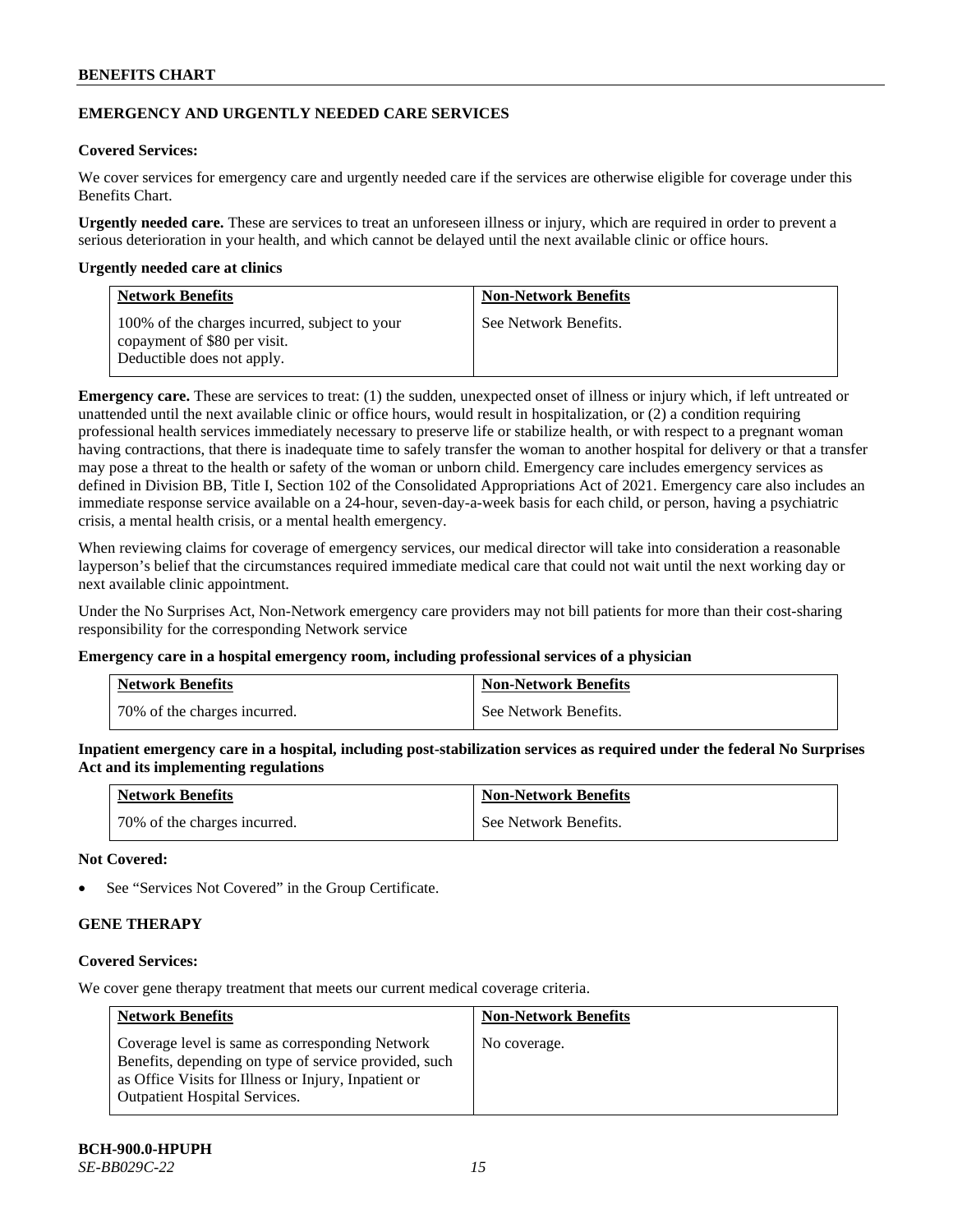## EMERGENCY AND URGENTLY NEEDED CARE SERVICES

**Covered Services:**

We cover services for emergency care and urgently needed care if the services are otherwise eligible for coverage under this Benefits Chart.

**Urgently needed care.** These are services to treat an unforeseen illness or injury, which are required in order to prevent a serious deterioration in your health, and which cannot be delayed until the next available clinic or office hours.

**Urgently needed care at clinics**

| Network Benefits | Non-Network Benefits |
|---|---|
| 100% of the charges incurred, subject to your copayment of $80 per visit. Deductible does not apply. | See Network Benefits. |

**Emergency care.** These are services to treat: (1) the sudden, unexpected onset of illness or injury which, if left untreated or unattended until the next available clinic or office hours, would result in hospitalization, or (2) a condition requiring professional health services immediately necessary to preserve life or stabilize health, or with respect to a pregnant woman having contractions, that there is inadequate time to safely transfer the woman to another hospital for delivery or that a transfer may pose a threat to the health or safety of the woman or unborn child. Emergency care includes emergency services as defined in Division BB, Title I, Section 102 of the Consolidated Appropriations Act of 2021. Emergency care also includes an immediate response service available on a 24-hour, seven-day-a-week basis for each child, or person, having a psychiatric crisis, a mental health crisis, or a mental health emergency.

When reviewing claims for coverage of emergency services, our medical director will take into consideration a reasonable layperson's belief that the circumstances required immediate medical care that could not wait until the next working day or next available clinic appointment.

Under the No Surprises Act, Non-Network emergency care providers may not bill patients for more than their cost-sharing responsibility for the corresponding Network service

**Emergency care in a hospital emergency room, including professional services of a physician**

| Network Benefits | Non-Network Benefits |
|---|---|
| 70% of the charges incurred. | See Network Benefits. |

**Inpatient emergency care in a hospital, including post-stabilization services as required under the federal No Surprises Act and its implementing regulations**

| Network Benefits | Non-Network Benefits |
|---|---|
| 70% of the charges incurred. | See Network Benefits. |

**Not Covered:**

- See "Services Not Covered" in the Group Certificate.

## GENE THERAPY

**Covered Services:**

We cover gene therapy treatment that meets our current medical coverage criteria.

| Network Benefits | Non-Network Benefits |
|---|---|
| Coverage level is same as corresponding Network Benefits, depending on type of service provided, such as Office Visits for Illness or Injury, Inpatient or Outpatient Hospital Services. | No coverage. |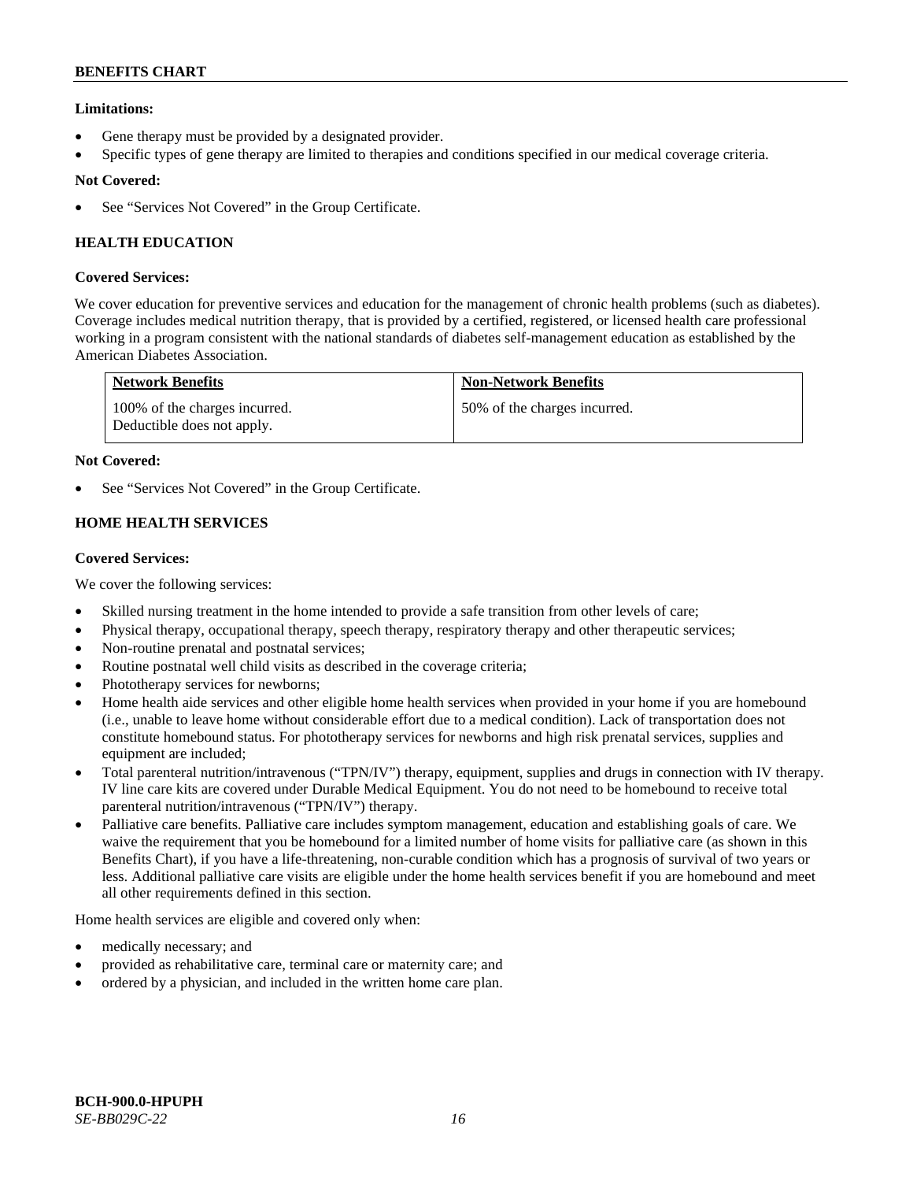**Limitations:**

- Gene therapy must be provided by a designated provider.
- Specific types of gene therapy are limited to therapies and conditions specified in our medical coverage criteria.

**Not Covered:**

- See "Services Not Covered" in the Group Certificate.

### HEALTH EDUCATION

**Covered Services:**

We cover education for preventive services and education for the management of chronic health problems (such as diabetes). Coverage includes medical nutrition therapy, that is provided by a certified, registered, or licensed health care professional working in a program consistent with the national standards of diabetes self-management education as established by the American Diabetes Association.

| Network Benefits | Non-Network Benefits |
| --- | --- |
| 100% of the charges incurred. Deductible does not apply. | 50% of the charges incurred. |

**Not Covered:**

- See "Services Not Covered" in the Group Certificate.

### HOME HEALTH SERVICES

**Covered Services:**

We cover the following services:

- Skilled nursing treatment in the home intended to provide a safe transition from other levels of care;
- Physical therapy, occupational therapy, speech therapy, respiratory therapy and other therapeutic services;
- Non-routine prenatal and postnatal services;
- Routine postnatal well child visits as described in the coverage criteria;
- Phototherapy services for newborns;
- Home health aide services and other eligible home health services when provided in your home if you are homebound (i.e., unable to leave home without considerable effort due to a medical condition). Lack of transportation does not constitute homebound status. For phototherapy services for newborns and high risk prenatal services, supplies and equipment are included;
- Total parenteral nutrition/intravenous ("TPN/IV") therapy, equipment, supplies and drugs in connection with IV therapy. IV line care kits are covered under Durable Medical Equipment. You do not need to be homebound to receive total parenteral nutrition/intravenous ("TPN/IV") therapy.
- Palliative care benefits. Palliative care includes symptom management, education and establishing goals of care. We waive the requirement that you be homebound for a limited number of home visits for palliative care (as shown in this Benefits Chart), if you have a life-threatening, non-curable condition which has a prognosis of survival of two years or less. Additional palliative care visits are eligible under the home health services benefit if you are homebound and meet all other requirements defined in this section.

Home health services are eligible and covered only when:

- medically necessary; and
- provided as rehabilitative care, terminal care or maternity care; and
- ordered by a physician, and included in the written home care plan.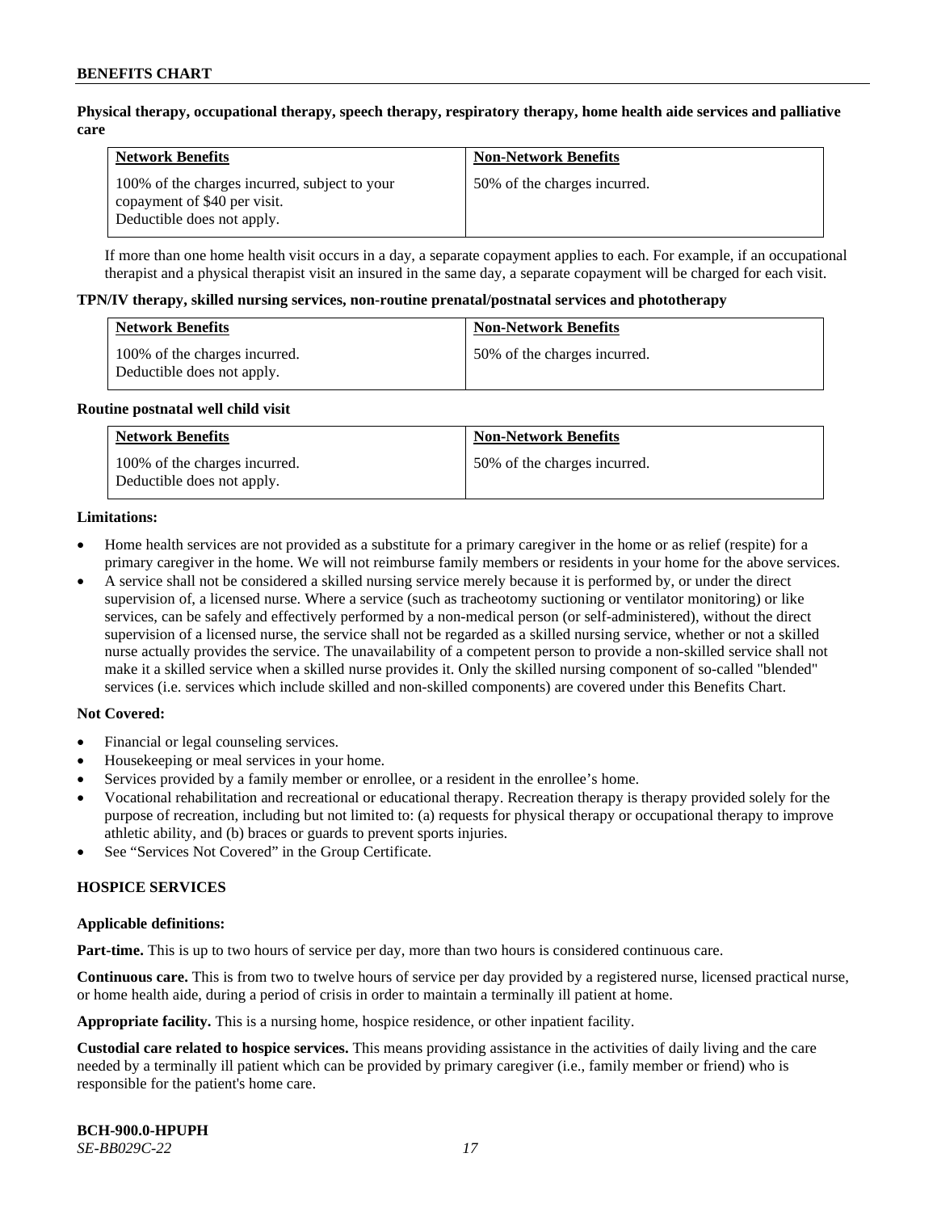**Physical therapy, occupational therapy, speech therapy, respiratory therapy, home health aide services and palliative care**

| Network Benefits | Non-Network Benefits |
|---|---|
| 100% of the charges incurred, subject to your copayment of $40 per visit. Deductible does not apply. | 50% of the charges incurred. |

If more than one home health visit occurs in a day, a separate copayment applies to each. For example, if an occupational therapist and a physical therapist visit an insured in the same day, a separate copayment will be charged for each visit.

**TPN/IV therapy, skilled nursing services, non-routine prenatal/postnatal services and phototherapy**

| Network Benefits | Non-Network Benefits |
|---|---|
| 100% of the charges incurred. Deductible does not apply. | 50% of the charges incurred. |

**Routine postnatal well child visit**

| Network Benefits | Non-Network Benefits |
|---|---|
| 100% of the charges incurred. Deductible does not apply. | 50% of the charges incurred. |

**Limitations:**

- Home health services are not provided as a substitute for a primary caregiver in the home or as relief (respite) for a primary caregiver in the home. We will not reimburse family members or residents in your home for the above services.
- A service shall not be considered a skilled nursing service merely because it is performed by, or under the direct supervision of, a licensed nurse. Where a service (such as tracheotomy suctioning or ventilator monitoring) or like services, can be safely and effectively performed by a non-medical person (or self-administered), without the direct supervision of a licensed nurse, the service shall not be regarded as a skilled nursing service, whether or not a skilled nurse actually provides the service. The unavailability of a competent person to provide a non-skilled service shall not make it a skilled service when a skilled nurse provides it. Only the skilled nursing component of so-called "blended" services (i.e. services which include skilled and non-skilled components) are covered under this Benefits Chart.

**Not Covered:**

- Financial or legal counseling services.
- Housekeeping or meal services in your home.
- Services provided by a family member or enrollee, or a resident in the enrollee's home.
- Vocational rehabilitation and recreational or educational therapy. Recreation therapy is therapy provided solely for the purpose of recreation, including but not limited to: (a) requests for physical therapy or occupational therapy to improve athletic ability, and (b) braces or guards to prevent sports injuries.
- See "Services Not Covered" in the Group Certificate.

## HOSPICE SERVICES

**Applicable definitions:**

**Part-time.** This is up to two hours of service per day, more than two hours is considered continuous care.

**Continuous care.** This is from two to twelve hours of service per day provided by a registered nurse, licensed practical nurse, or home health aide, during a period of crisis in order to maintain a terminally ill patient at home.

**Appropriate facility.** This is a nursing home, hospice residence, or other inpatient facility.

**Custodial care related to hospice services.** This means providing assistance in the activities of daily living and the care needed by a terminally ill patient which can be provided by primary caregiver (i.e., family member or friend) who is responsible for the patient's home care.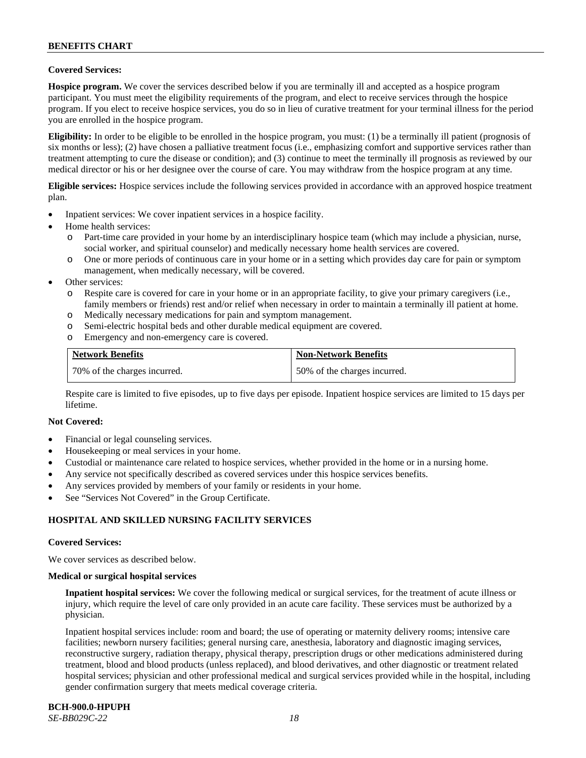**Covered Services:**

**Hospice program.** We cover the services described below if you are terminally ill and accepted as a hospice program participant. You must meet the eligibility requirements of the program, and elect to receive services through the hospice program. If you elect to receive hospice services, you do so in lieu of curative treatment for your terminal illness for the period you are enrolled in the hospice program.

**Eligibility:** In order to be eligible to be enrolled in the hospice program, you must: (1) be a terminally ill patient (prognosis of six months or less); (2) have chosen a palliative treatment focus (i.e., emphasizing comfort and supportive services rather than treatment attempting to cure the disease or condition); and (3) continue to meet the terminally ill prognosis as reviewed by our medical director or his or her designee over the course of care. You may withdraw from the hospice program at any time.

**Eligible services:** Hospice services include the following services provided in accordance with an approved hospice treatment plan.

- Inpatient services: We cover inpatient services in a hospice facility.
- Home health services:
  - Part-time care provided in your home by an interdisciplinary hospice team (which may include a physician, nurse, social worker, and spiritual counselor) and medically necessary home health services are covered.
  - One or more periods of continuous care in your home or in a setting which provides day care for pain or symptom management, when medically necessary, will be covered.
- Other services:
  - Respite care is covered for care in your home or in an appropriate facility, to give your primary caregivers (i.e., family members or friends) rest and/or relief when necessary in order to maintain a terminally ill patient at home.
  - Medically necessary medications for pain and symptom management.
  - Semi-electric hospital beds and other durable medical equipment are covered.
  - Emergency and non-emergency care is covered.

| Network Benefits | Non-Network Benefits |
|---|---|
| 70% of the charges incurred. | 50% of the charges incurred. |

Respite care is limited to five episodes, up to five days per episode. Inpatient hospice services are limited to 15 days per lifetime.

**Not Covered:**

- Financial or legal counseling services.
- Housekeeping or meal services in your home.
- Custodial or maintenance care related to hospice services, whether provided in the home or in a nursing home.
- Any service not specifically described as covered services under this hospice services benefits.
- Any services provided by members of your family or residents in your home.
- See "Services Not Covered" in the Group Certificate.

## HOSPITAL AND SKILLED NURSING FACILITY SERVICES

**Covered Services:**

We cover services as described below.

**Medical or surgical hospital services**

**Inpatient hospital services:** We cover the following medical or surgical services, for the treatment of acute illness or injury, which require the level of care only provided in an acute care facility. These services must be authorized by a physician.

Inpatient hospital services include: room and board; the use of operating or maternity delivery rooms; intensive care facilities; newborn nursery facilities; general nursing care, anesthesia, laboratory and diagnostic imaging services, reconstructive surgery, radiation therapy, physical therapy, prescription drugs or other medications administered during treatment, blood and blood products (unless replaced), and blood derivatives, and other diagnostic or treatment related hospital services; physician and other professional medical and surgical services provided while in the hospital, including gender confirmation surgery that meets medical coverage criteria.

**BCH-900.0-HPUPH**
*SE-BB029C-22*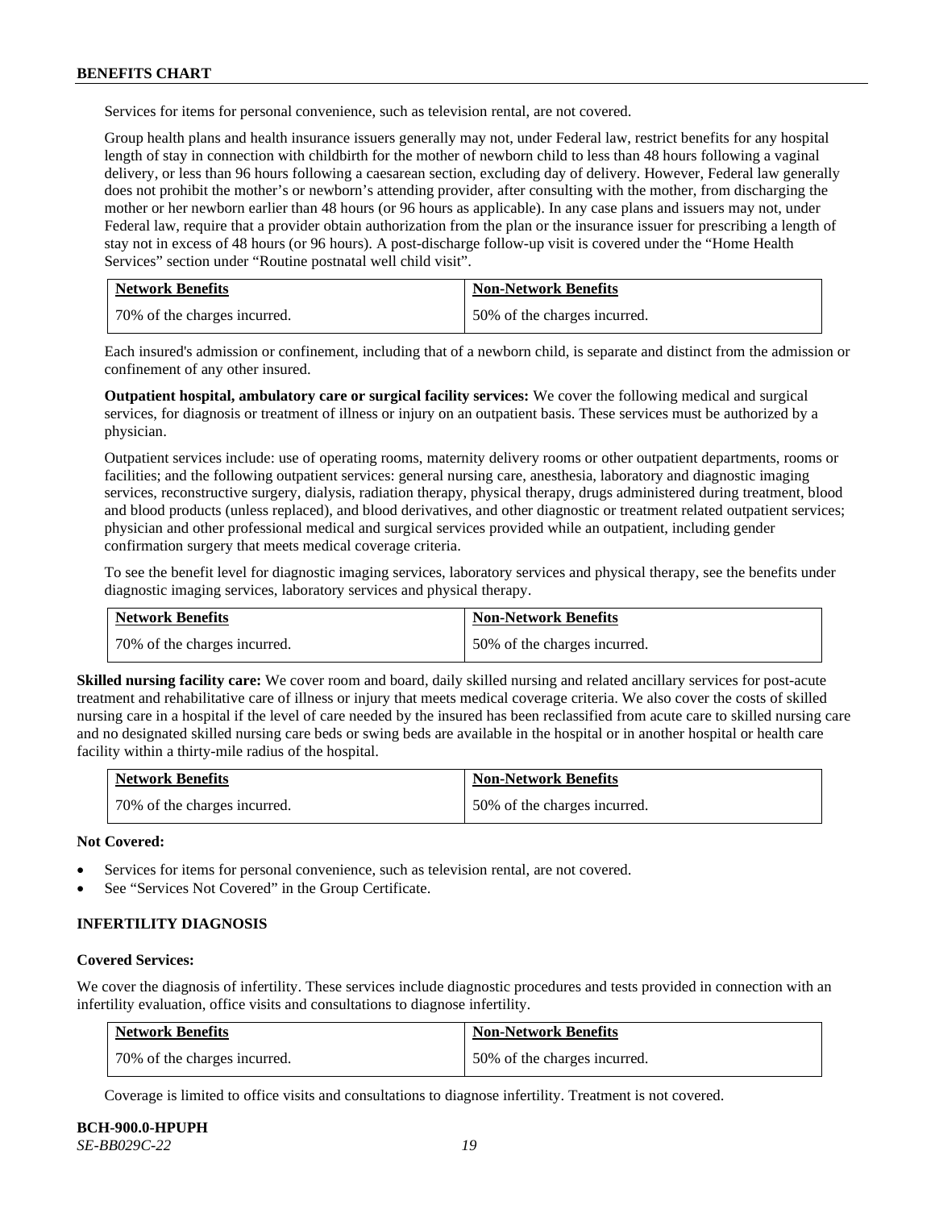Services for items for personal convenience, such as television rental, are not covered.

Group health plans and health insurance issuers generally may not, under Federal law, restrict benefits for any hospital length of stay in connection with childbirth for the mother of newborn child to less than 48 hours following a vaginal delivery, or less than 96 hours following a caesarean section, excluding day of delivery. However, Federal law generally does not prohibit the mother's or newborn's attending provider, after consulting with the mother, from discharging the mother or her newborn earlier than 48 hours (or 96 hours as applicable). In any case plans and issuers may not, under Federal law, require that a provider obtain authorization from the plan or the insurance issuer for prescribing a length of stay not in excess of 48 hours (or 96 hours). A post-discharge follow-up visit is covered under the "Home Health Services" section under "Routine postnatal well child visit".

| Network Benefits | Non-Network Benefits |
|---|---|
| 70% of the charges incurred. | 50% of the charges incurred. |

Each insured's admission or confinement, including that of a newborn child, is separate and distinct from the admission or confinement of any other insured.

**Outpatient hospital, ambulatory care or surgical facility services:** We cover the following medical and surgical services, for diagnosis or treatment of illness or injury on an outpatient basis. These services must be authorized by a physician.

Outpatient services include: use of operating rooms, maternity delivery rooms or other outpatient departments, rooms or facilities; and the following outpatient services: general nursing care, anesthesia, laboratory and diagnostic imaging services, reconstructive surgery, dialysis, radiation therapy, physical therapy, drugs administered during treatment, blood and blood products (unless replaced), and blood derivatives, and other diagnostic or treatment related outpatient services; physician and other professional medical and surgical services provided while an outpatient, including gender confirmation surgery that meets medical coverage criteria.

To see the benefit level for diagnostic imaging services, laboratory services and physical therapy, see the benefits under diagnostic imaging services, laboratory services and physical therapy.

| Network Benefits | Non-Network Benefits |
|---|---|
| 70% of the charges incurred. | 50% of the charges incurred. |

**Skilled nursing facility care:** We cover room and board, daily skilled nursing and related ancillary services for post-acute treatment and rehabilitative care of illness or injury that meets medical coverage criteria. We also cover the costs of skilled nursing care in a hospital if the level of care needed by the insured has been reclassified from acute care to skilled nursing care and no designated skilled nursing care beds or swing beds are available in the hospital or in another hospital or health care facility within a thirty-mile radius of the hospital.

| Network Benefits | Non-Network Benefits |
|---|---|
| 70% of the charges incurred. | 50% of the charges incurred. |

**Not Covered:**

- Services for items for personal convenience, such as television rental, are not covered.
- See "Services Not Covered" in the Group Certificate.

### INFERTILITY DIAGNOSIS

**Covered Services:**

We cover the diagnosis of infertility. These services include diagnostic procedures and tests provided in connection with an infertility evaluation, office visits and consultations to diagnose infertility.

| Network Benefits | Non-Network Benefits |
|---|---|
| 70% of the charges incurred. | 50% of the charges incurred. |

Coverage is limited to office visits and consultations to diagnose infertility. Treatment is not covered.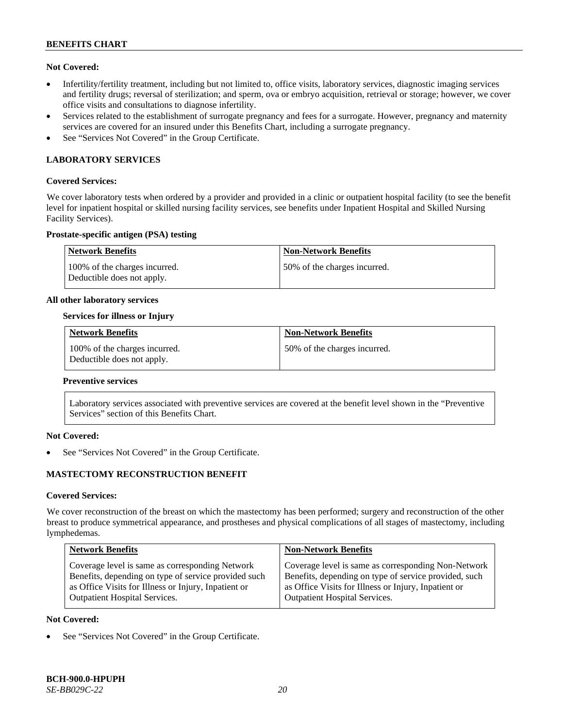**Not Covered:**

- Infertility/fertility treatment, including but not limited to, office visits, laboratory services, diagnostic imaging services and fertility drugs; reversal of sterilization; and sperm, ova or embryo acquisition, retrieval or storage; however, we cover office visits and consultations to diagnose infertility.
- Services related to the establishment of surrogate pregnancy and fees for a surrogate. However, pregnancy and maternity services are covered for an insured under this Benefits Chart, including a surrogate pregnancy.
- See "Services Not Covered" in the Group Certificate.

## LABORATORY SERVICES

**Covered Services:**

We cover laboratory tests when ordered by a provider and provided in a clinic or outpatient hospital facility (to see the benefit level for inpatient hospital or skilled nursing facility services, see benefits under Inpatient Hospital and Skilled Nursing Facility Services).

**Prostate-specific antigen (PSA) testing**

| Network Benefits | Non-Network Benefits |
|---|---|
| 100% of the charges incurred. Deductible does not apply. | 50% of the charges incurred. |

**All other laboratory services**

**Services for illness or Injury**

| Network Benefits | Non-Network Benefits |
|---|---|
| 100% of the charges incurred. Deductible does not apply. | 50% of the charges incurred. |

**Preventive services**

Laboratory services associated with preventive services are covered at the benefit level shown in the "Preventive Services" section of this Benefits Chart.

**Not Covered:**

- See "Services Not Covered" in the Group Certificate.

## MASTECTOMY RECONSTRUCTION BENEFIT

**Covered Services:**

We cover reconstruction of the breast on which the mastectomy has been performed; surgery and reconstruction of the other breast to produce symmetrical appearance, and prostheses and physical complications of all stages of mastectomy, including lymphedemas.

| Network Benefits | Non-Network Benefits |
|---|---|
| Coverage level is same as corresponding Network Benefits, depending on type of service provided such as Office Visits for Illness or Injury, Inpatient or Outpatient Hospital Services. | Coverage level is same as corresponding Non-Network Benefits, depending on type of service provided, such as Office Visits for Illness or Injury, Inpatient or Outpatient Hospital Services. |

**Not Covered:**

- See "Services Not Covered" in the Group Certificate.

**BCH-900.0-HPUPH**
*SE-BB029C-22*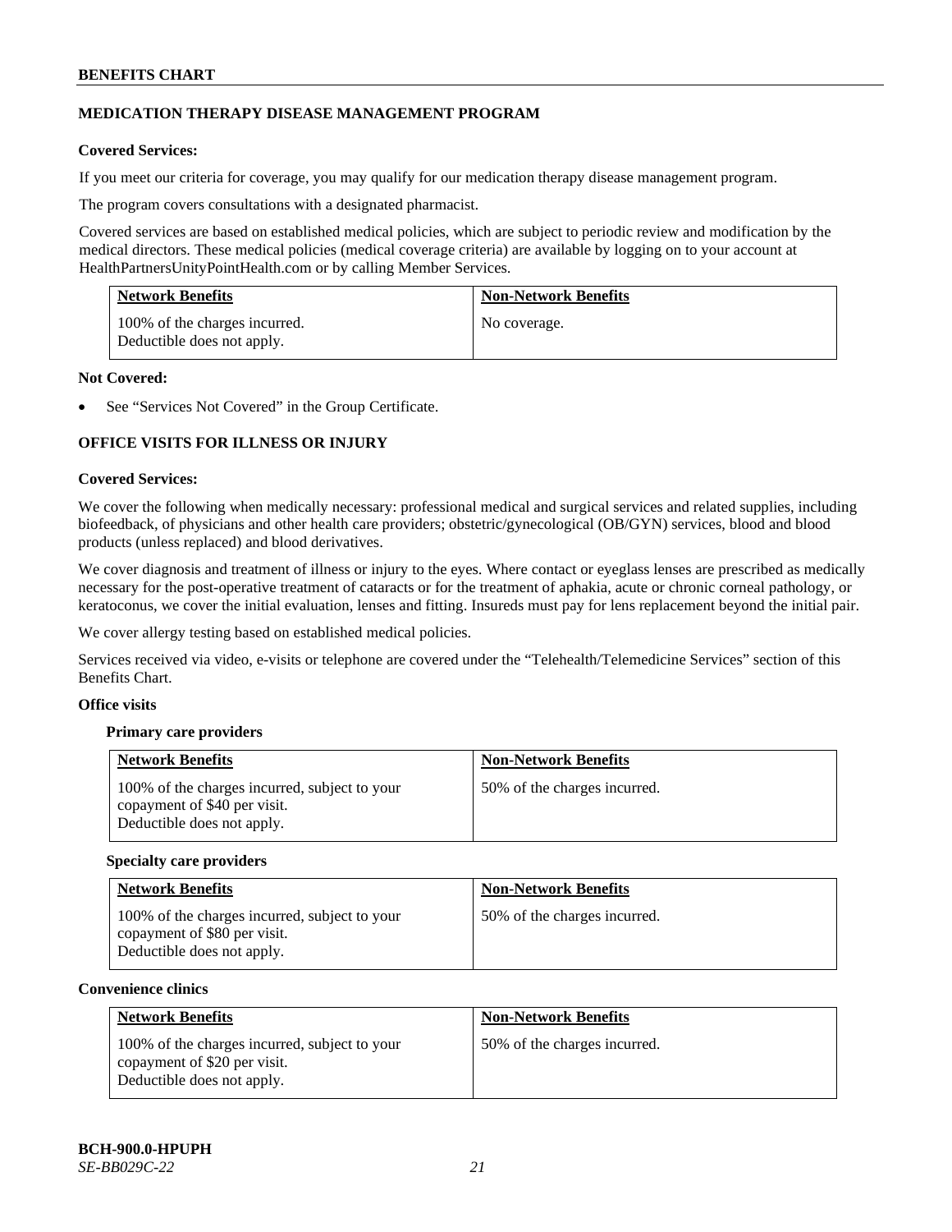## MEDICATION THERAPY DISEASE MANAGEMENT PROGRAM

**Covered Services:**

If you meet our criteria for coverage, you may qualify for our medication therapy disease management program.

The program covers consultations with a designated pharmacist.

Covered services are based on established medical policies, which are subject to periodic review and modification by the medical directors. These medical policies (medical coverage criteria) are available by logging on to your account at HealthPartnersUnityPointHealth.com or by calling Member Services.

| Network Benefits | Non-Network Benefits |
|---|---|
| 100% of the charges incurred. Deductible does not apply. | No coverage. |

**Not Covered:**

- See "Services Not Covered" in the Group Certificate.

## OFFICE VISITS FOR ILLNESS OR INJURY

**Covered Services:**

We cover the following when medically necessary: professional medical and surgical services and related supplies, including biofeedback, of physicians and other health care providers; obstetric/gynecological (OB/GYN) services, blood and blood products (unless replaced) and blood derivatives.

We cover diagnosis and treatment of illness or injury to the eyes. Where contact or eyeglass lenses are prescribed as medically necessary for the post-operative treatment of cataracts or for the treatment of aphakia, acute or chronic corneal pathology, or keratoconus, we cover the initial evaluation, lenses and fitting. Insureds must pay for lens replacement beyond the initial pair.

We cover allergy testing based on established medical policies.

Services received via video, e-visits or telephone are covered under the "Telehealth/Telemedicine Services" section of this Benefits Chart.

**Office visits**

**Primary care providers**

| Network Benefits | Non-Network Benefits |
|---|---|
| 100% of the charges incurred, subject to your copayment of $40 per visit. Deductible does not apply. | 50% of the charges incurred. |

**Specialty care providers**

| Network Benefits | Non-Network Benefits |
|---|---|
| 100% of the charges incurred, subject to your copayment of $80 per visit. Deductible does not apply. | 50% of the charges incurred. |

**Convenience clinics**

| Network Benefits | Non-Network Benefits |
|---|---|
| 100% of the charges incurred, subject to your copayment of $20 per visit. Deductible does not apply. | 50% of the charges incurred. |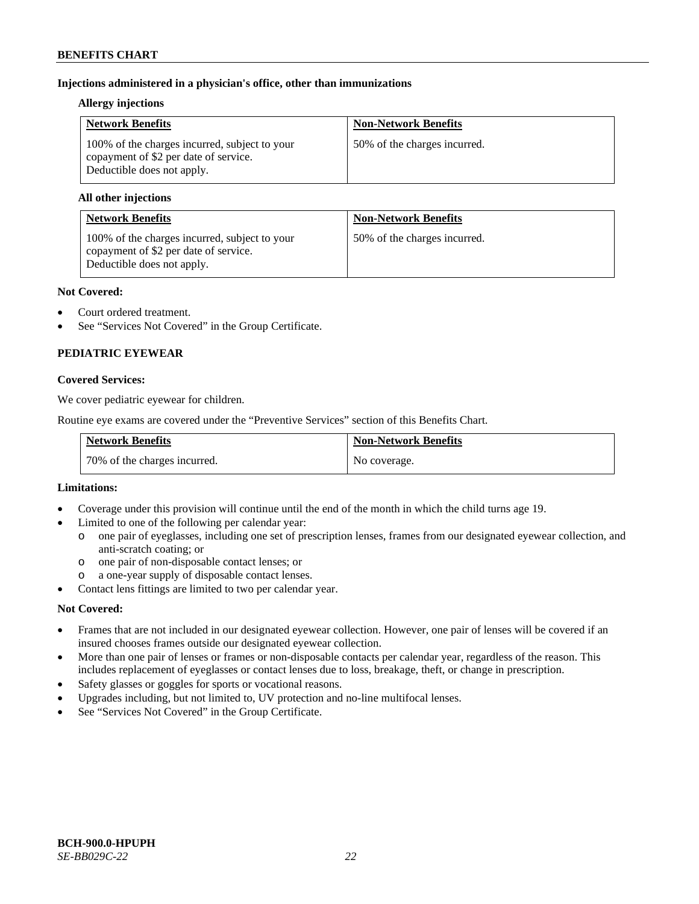**Injections administered in a physician's office, other than immunizations**

**Allergy injections**

| Network Benefits | Non-Network Benefits |
|---|---|
| 100% of the charges incurred, subject to your copayment of $2 per date of service. Deductible does not apply. | 50% of the charges incurred. |

**All other injections**

| Network Benefits | Non-Network Benefits |
|---|---|
| 100% of the charges incurred, subject to your copayment of $2 per date of service. Deductible does not apply. | 50% of the charges incurred. |

**Not Covered:**

- Court ordered treatment.
- See "Services Not Covered" in the Group Certificate.

### PEDIATRIC EYEWEAR

**Covered Services:**

We cover pediatric eyewear for children.

Routine eye exams are covered under the "Preventive Services" section of this Benefits Chart.

| Network Benefits | Non-Network Benefits |
|---|---|
| 70% of the charges incurred. | No coverage. |

**Limitations:**

- Coverage under this provision will continue until the end of the month in which the child turns age 19.
- Limited to one of the following per calendar year:
  - one pair of eyeglasses, including one set of prescription lenses, frames from our designated eyewear collection, and anti-scratch coating; or
  - one pair of non-disposable contact lenses; or
  - a one-year supply of disposable contact lenses.
- Contact lens fittings are limited to two per calendar year.

**Not Covered:**

- Frames that are not included in our designated eyewear collection. However, one pair of lenses will be covered if an insured chooses frames outside our designated eyewear collection.
- More than one pair of lenses or frames or non-disposable contacts per calendar year, regardless of the reason. This includes replacement of eyeglasses or contact lenses due to loss, breakage, theft, or change in prescription.
- Safety glasses or goggles for sports or vocational reasons.
- Upgrades including, but not limited to, UV protection and no-line multifocal lenses.
- See "Services Not Covered" in the Group Certificate.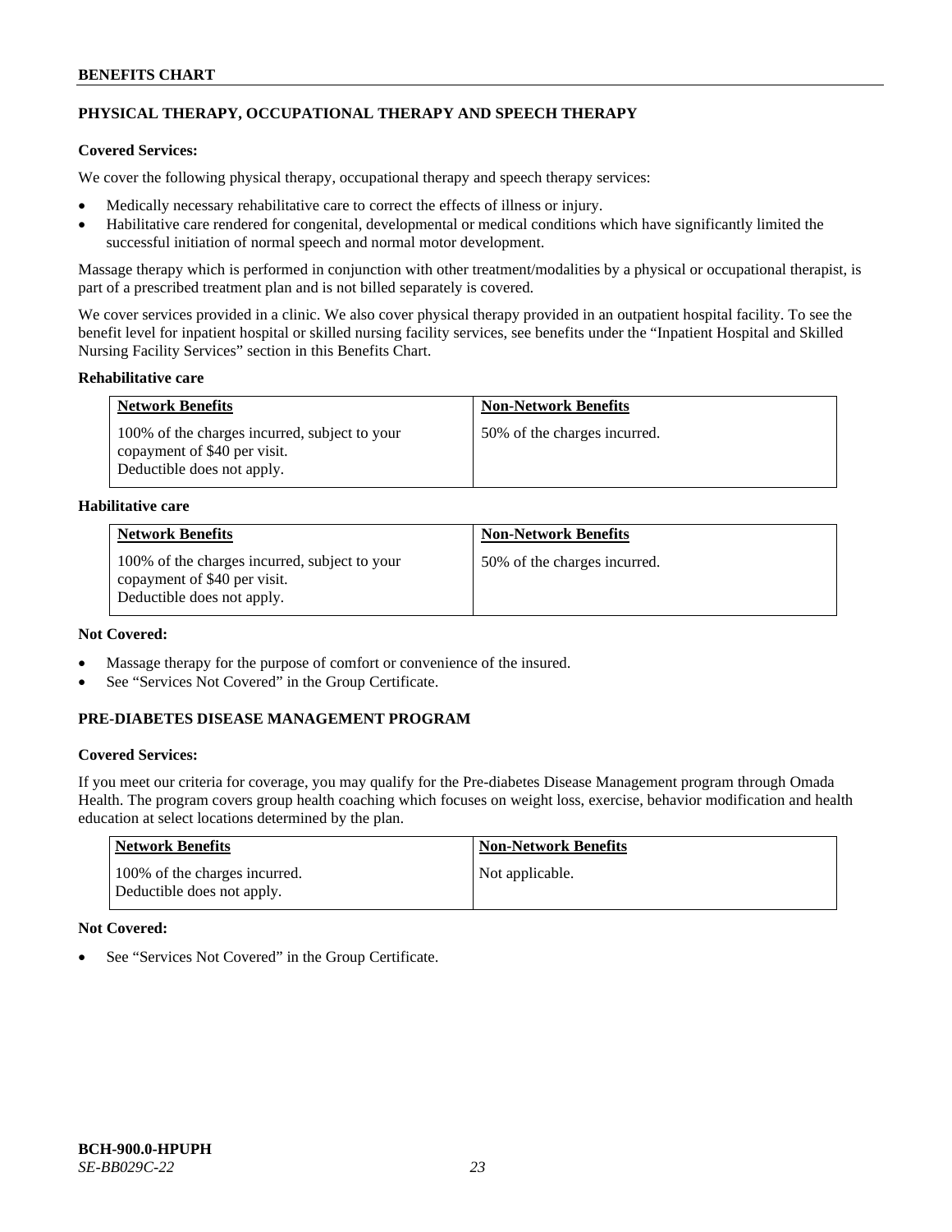## PHYSICAL THERAPY, OCCUPATIONAL THERAPY AND SPEECH THERAPY

**Covered Services:**

We cover the following physical therapy, occupational therapy and speech therapy services:

- Medically necessary rehabilitative care to correct the effects of illness or injury.
- Habilitative care rendered for congenital, developmental or medical conditions which have significantly limited the successful initiation of normal speech and normal motor development.

Massage therapy which is performed in conjunction with other treatment/modalities by a physical or occupational therapist, is part of a prescribed treatment plan and is not billed separately is covered.

We cover services provided in a clinic. We also cover physical therapy provided in an outpatient hospital facility. To see the benefit level for inpatient hospital or skilled nursing facility services, see benefits under the "Inpatient Hospital and Skilled Nursing Facility Services" section in this Benefits Chart.

**Rehabilitative care**

| Network Benefits | Non-Network Benefits |
|---|---|
| 100% of the charges incurred, subject to your copayment of $40 per visit. Deductible does not apply. | 50% of the charges incurred. |

**Habilitative care**

| Network Benefits | Non-Network Benefits |
|---|---|
| 100% of the charges incurred, subject to your copayment of $40 per visit. Deductible does not apply. | 50% of the charges incurred. |

**Not Covered:**

- Massage therapy for the purpose of comfort or convenience of the insured.
- See "Services Not Covered" in the Group Certificate.

## PRE-DIABETES DISEASE MANAGEMENT PROGRAM

**Covered Services:**

If you meet our criteria for coverage, you may qualify for the Pre-diabetes Disease Management program through Omada Health. The program covers group health coaching which focuses on weight loss, exercise, behavior modification and health education at select locations determined by the plan.

| Network Benefits | Non-Network Benefits |
|---|---|
| 100% of the charges incurred. Deductible does not apply. | Not applicable. |

**Not Covered:**

- See "Services Not Covered" in the Group Certificate.

**BCH-900.0-HPUPH**
*SE-BB029C-22*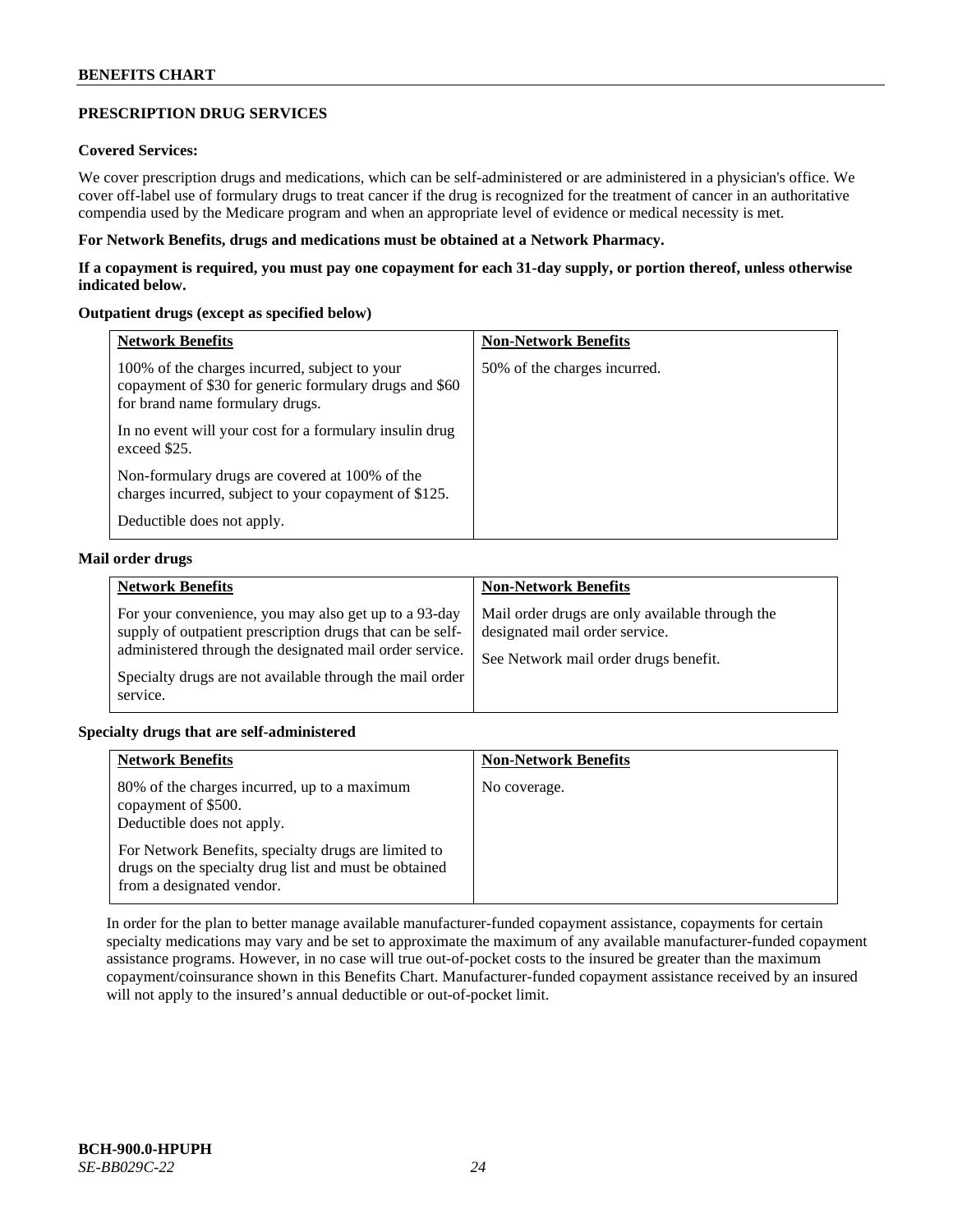## PRESCRIPTION DRUG SERVICES

**Covered Services:**

We cover prescription drugs and medications, which can be self-administered or are administered in a physician's office. We cover off-label use of formulary drugs to treat cancer if the drug is recognized for the treatment of cancer in an authoritative compendia used by the Medicare program and when an appropriate level of evidence or medical necessity is met.

**For Network Benefits, drugs and medications must be obtained at a Network Pharmacy.**

**If a copayment is required, you must pay one copayment for each 31-day supply, or portion thereof, unless otherwise indicated below.**

**Outpatient drugs (except as specified below)**

| Network Benefits | Non-Network Benefits |
|---|---|
| 100% of the charges incurred, subject to your copayment of $30 for generic formulary drugs and $60 for brand name formulary drugs.<br><br>In no event will your cost for a formulary insulin drug exceed $25.<br><br>Non-formulary drugs are covered at 100% of the charges incurred, subject to your copayment of $125.<br><br>Deductible does not apply. | 50% of the charges incurred. |

**Mail order drugs**

| Network Benefits | Non-Network Benefits |
|---|---|
| For your convenience, you may also get up to a 93-day supply of outpatient prescription drugs that can be self-administered through the designated mail order service.<br><br>Specialty drugs are not available through the mail order service. | Mail order drugs are only available through the designated mail order service.<br><br>See Network mail order drugs benefit. |

**Specialty drugs that are self-administered**

| Network Benefits | Non-Network Benefits |
|---|---|
| 80% of the charges incurred, up to a maximum copayment of $500.<br>Deductible does not apply.<br><br>For Network Benefits, specialty drugs are limited to drugs on the specialty drug list and must be obtained from a designated vendor. | No coverage. |

In order for the plan to better manage available manufacturer-funded copayment assistance, copayments for certain specialty medications may vary and be set to approximate the maximum of any available manufacturer-funded copayment assistance programs. However, in no case will true out-of-pocket costs to the insured be greater than the maximum copayment/coinsurance shown in this Benefits Chart. Manufacturer-funded copayment assistance received by an insured will not apply to the insured's annual deductible or out-of-pocket limit.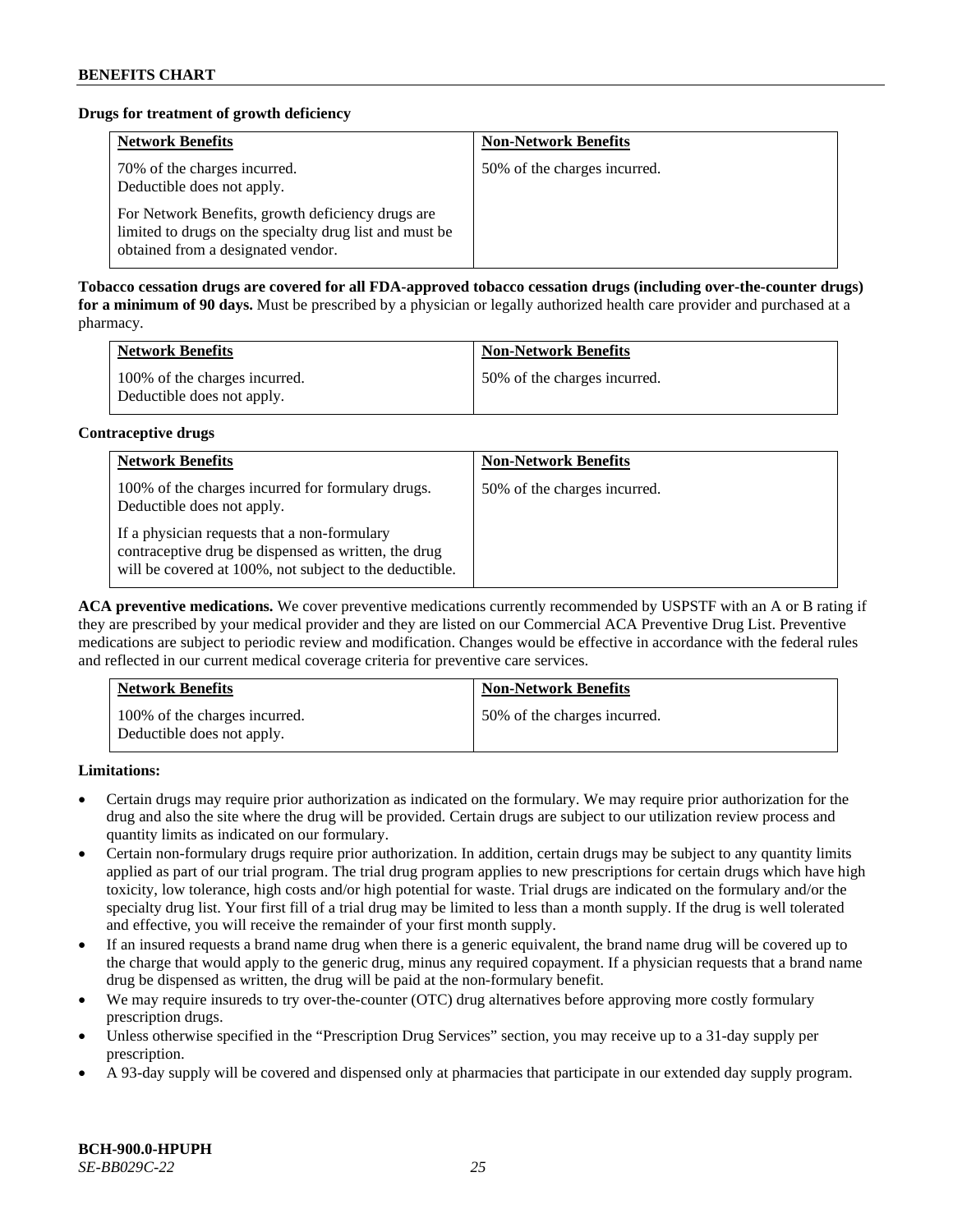**Drugs for treatment of growth deficiency**

| Network Benefits | Non-Network Benefits |
|---|---|
| 70% of the charges incurred. Deductible does not apply.<br><br>For Network Benefits, growth deficiency drugs are limited to drugs on the specialty drug list and must be obtained from a designated vendor. | 50% of the charges incurred. |

**Tobacco cessation drugs are covered for all FDA-approved tobacco cessation drugs (including over-the-counter drugs) for a minimum of 90 days.** Must be prescribed by a physician or legally authorized health care provider and purchased at a pharmacy.

| Network Benefits | Non-Network Benefits |
|---|---|
| 100% of the charges incurred. Deductible does not apply. | 50% of the charges incurred. |

**Contraceptive drugs**

| Network Benefits | Non-Network Benefits |
|---|---|
| 100% of the charges incurred for formulary drugs. Deductible does not apply.<br><br>If a physician requests that a non-formulary contraceptive drug be dispensed as written, the drug will be covered at 100%, not subject to the deductible. | 50% of the charges incurred. |

**ACA preventive medications.** We cover preventive medications currently recommended by USPSTF with an A or B rating if they are prescribed by your medical provider and they are listed on our Commercial ACA Preventive Drug List. Preventive medications are subject to periodic review and modification. Changes would be effective in accordance with the federal rules and reflected in our current medical coverage criteria for preventive care services.

| Network Benefits | Non-Network Benefits |
|---|---|
| 100% of the charges incurred. Deductible does not apply. | 50% of the charges incurred. |

**Limitations:**

- Certain drugs may require prior authorization as indicated on the formulary. We may require prior authorization for the drug and also the site where the drug will be provided. Certain drugs are subject to our utilization review process and quantity limits as indicated on our formulary.
- Certain non-formulary drugs require prior authorization. In addition, certain drugs may be subject to any quantity limits applied as part of our trial program. The trial drug program applies to new prescriptions for certain drugs which have high toxicity, low tolerance, high costs and/or high potential for waste. Trial drugs are indicated on the formulary and/or the specialty drug list. Your first fill of a trial drug may be limited to less than a month supply. If the drug is well tolerated and effective, you will receive the remainder of your first month supply.
- If an insured requests a brand name drug when there is a generic equivalent, the brand name drug will be covered up to the charge that would apply to the generic drug, minus any required copayment. If a physician requests that a brand name drug be dispensed as written, the drug will be paid at the non-formulary benefit.
- We may require insureds to try over-the-counter (OTC) drug alternatives before approving more costly formulary prescription drugs.
- Unless otherwise specified in the "Prescription Drug Services" section, you may receive up to a 31-day supply per prescription.
- A 93-day supply will be covered and dispensed only at pharmacies that participate in our extended day supply program.

**BCH-900.0-HPUPH**
*SE-BB029C-22*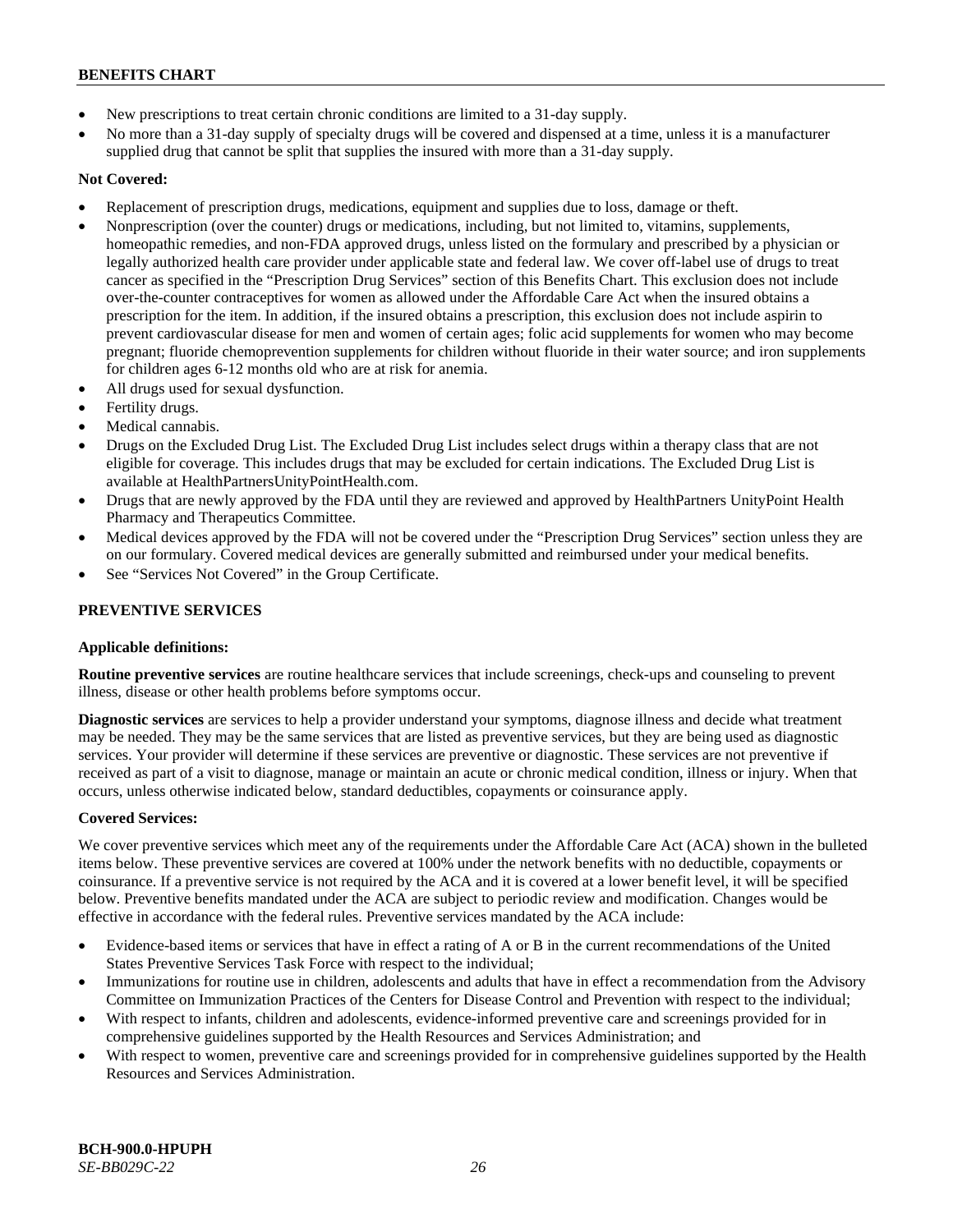- New prescriptions to treat certain chronic conditions are limited to a 31-day supply.
- No more than a 31-day supply of specialty drugs will be covered and dispensed at a time, unless it is a manufacturer supplied drug that cannot be split that supplies the insured with more than a 31-day supply.

**Not Covered:**

- Replacement of prescription drugs, medications, equipment and supplies due to loss, damage or theft.
- Nonprescription (over the counter) drugs or medications, including, but not limited to, vitamins, supplements, homeopathic remedies, and non-FDA approved drugs, unless listed on the formulary and prescribed by a physician or legally authorized health care provider under applicable state and federal law. We cover off-label use of drugs to treat cancer as specified in the "Prescription Drug Services" section of this Benefits Chart. This exclusion does not include over-the-counter contraceptives for women as allowed under the Affordable Care Act when the insured obtains a prescription for the item. In addition, if the insured obtains a prescription, this exclusion does not include aspirin to prevent cardiovascular disease for men and women of certain ages; folic acid supplements for women who may become pregnant; fluoride chemoprevention supplements for children without fluoride in their water source; and iron supplements for children ages 6-12 months old who are at risk for anemia.
- All drugs used for sexual dysfunction.
- Fertility drugs.
- Medical cannabis.
- Drugs on the Excluded Drug List. The Excluded Drug List includes select drugs within a therapy class that are not eligible for coverage. This includes drugs that may be excluded for certain indications. The Excluded Drug List is available at HealthPartnersUnityPointHealth.com.
- Drugs that are newly approved by the FDA until they are reviewed and approved by HealthPartners UnityPoint Health Pharmacy and Therapeutics Committee.
- Medical devices approved by the FDA will not be covered under the "Prescription Drug Services" section unless they are on our formulary. Covered medical devices are generally submitted and reimbursed under your medical benefits.
- See "Services Not Covered" in the Group Certificate.

## PREVENTIVE SERVICES

**Applicable definitions:**

**Routine preventive services** are routine healthcare services that include screenings, check-ups and counseling to prevent illness, disease or other health problems before symptoms occur.

**Diagnostic services** are services to help a provider understand your symptoms, diagnose illness and decide what treatment may be needed. They may be the same services that are listed as preventive services, but they are being used as diagnostic services. Your provider will determine if these services are preventive or diagnostic. These services are not preventive if received as part of a visit to diagnose, manage or maintain an acute or chronic medical condition, illness or injury. When that occurs, unless otherwise indicated below, standard deductibles, copayments or coinsurance apply.

**Covered Services:**

We cover preventive services which meet any of the requirements under the Affordable Care Act (ACA) shown in the bulleted items below. These preventive services are covered at 100% under the network benefits with no deductible, copayments or coinsurance. If a preventive service is not required by the ACA and it is covered at a lower benefit level, it will be specified below. Preventive benefits mandated under the ACA are subject to periodic review and modification. Changes would be effective in accordance with the federal rules. Preventive services mandated by the ACA include:

- Evidence-based items or services that have in effect a rating of A or B in the current recommendations of the United States Preventive Services Task Force with respect to the individual;
- Immunizations for routine use in children, adolescents and adults that have in effect a recommendation from the Advisory Committee on Immunization Practices of the Centers for Disease Control and Prevention with respect to the individual;
- With respect to infants, children and adolescents, evidence-informed preventive care and screenings provided for in comprehensive guidelines supported by the Health Resources and Services Administration; and
- With respect to women, preventive care and screenings provided for in comprehensive guidelines supported by the Health Resources and Services Administration.

**BCH-900.0-HPUPH**
*SE-BB029C-22*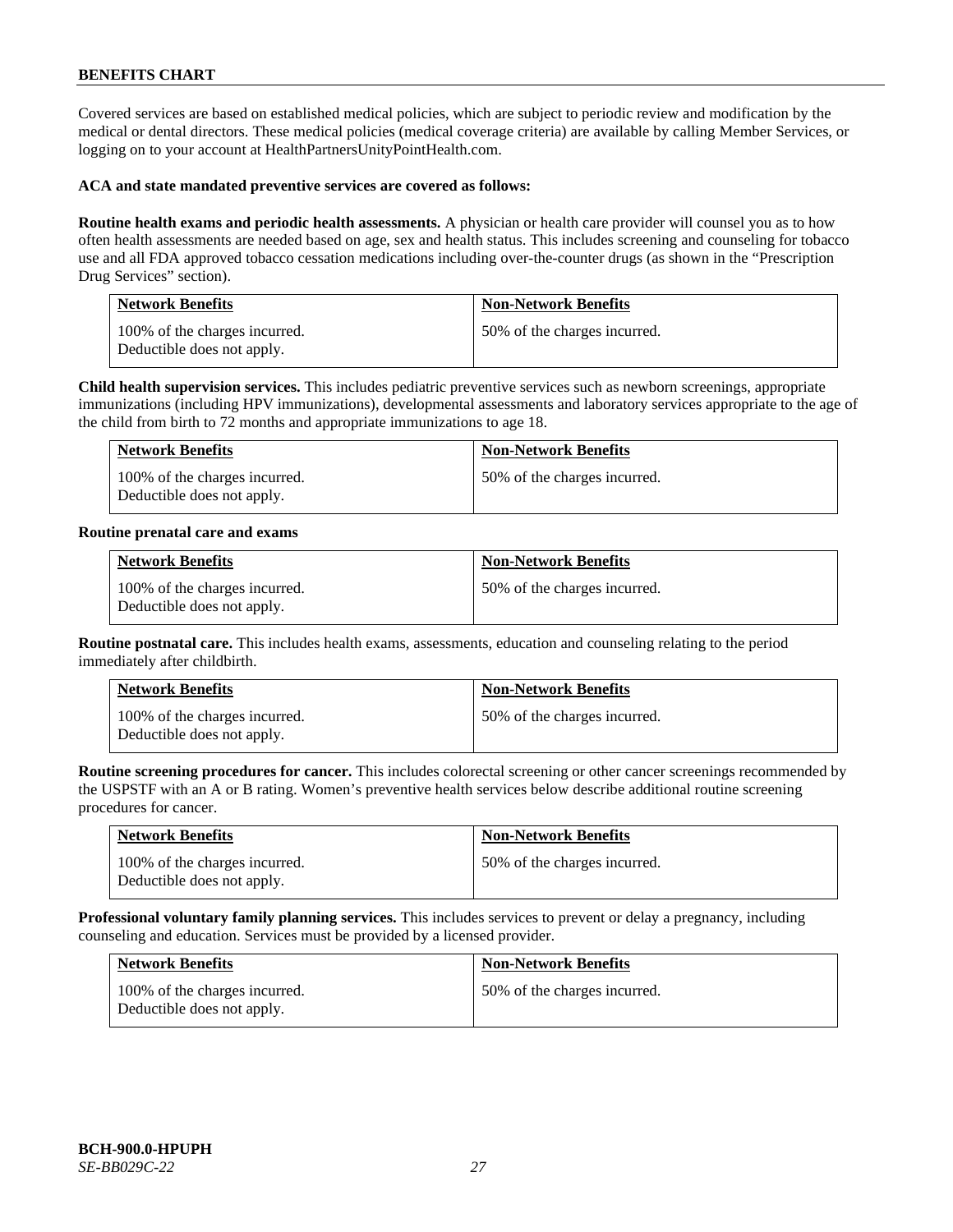## BENEFITS CHART

Covered services are based on established medical policies, which are subject to periodic review and modification by the medical or dental directors. These medical policies (medical coverage criteria) are available by calling Member Services, or logging on to your account at HealthPartnersUnityPointHealth.com.

**ACA and state mandated preventive services are covered as follows:**

**Routine health exams and periodic health assessments.** A physician or health care provider will counsel you as to how often health assessments are needed based on age, sex and health status. This includes screening and counseling for tobacco use and all FDA approved tobacco cessation medications including over-the-counter drugs (as shown in the "Prescription Drug Services" section).

| Network Benefits | Non-Network Benefits |
|---|---|
| 100% of the charges incurred. Deductible does not apply. | 50% of the charges incurred. |

**Child health supervision services.** This includes pediatric preventive services such as newborn screenings, appropriate immunizations (including HPV immunizations), developmental assessments and laboratory services appropriate to the age of the child from birth to 72 months and appropriate immunizations to age 18.

| Network Benefits | Non-Network Benefits |
|---|---|
| 100% of the charges incurred. Deductible does not apply. | 50% of the charges incurred. |

**Routine prenatal care and exams**

| Network Benefits | Non-Network Benefits |
|---|---|
| 100% of the charges incurred. Deductible does not apply. | 50% of the charges incurred. |

**Routine postnatal care.** This includes health exams, assessments, education and counseling relating to the period immediately after childbirth.

| Network Benefits | Non-Network Benefits |
|---|---|
| 100% of the charges incurred. Deductible does not apply. | 50% of the charges incurred. |

**Routine screening procedures for cancer.** This includes colorectal screening or other cancer screenings recommended by the USPSTF with an A or B rating. Women's preventive health services below describe additional routine screening procedures for cancer.

| Network Benefits | Non-Network Benefits |
|---|---|
| 100% of the charges incurred. Deductible does not apply. | 50% of the charges incurred. |

**Professional voluntary family planning services.** This includes services to prevent or delay a pregnancy, including counseling and education. Services must be provided by a licensed provider.

| Network Benefits | Non-Network Benefits |
|---|---|
| 100% of the charges incurred. Deductible does not apply. | 50% of the charges incurred. |

**BCH-900.0-HPUPH**
*SE-BB029C-22*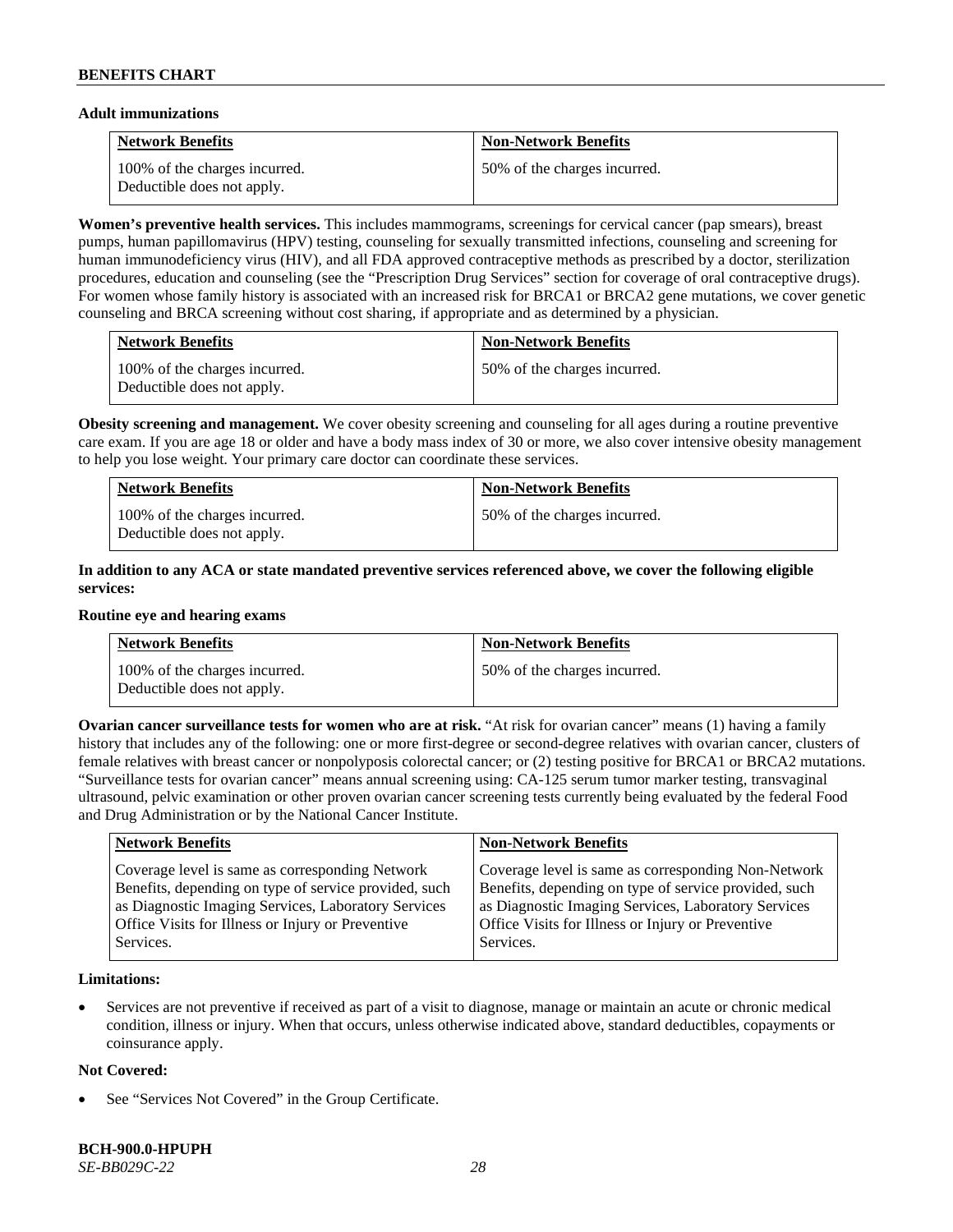**Adult immunizations**

| Network Benefits | Non-Network Benefits |
|---|---|
| 100% of the charges incurred. Deductible does not apply. | 50% of the charges incurred. |

**Women's preventive health services.** This includes mammograms, screenings for cervical cancer (pap smears), breast pumps, human papillomavirus (HPV) testing, counseling for sexually transmitted infections, counseling and screening for human immunodeficiency virus (HIV), and all FDA approved contraceptive methods as prescribed by a doctor, sterilization procedures, education and counseling (see the "Prescription Drug Services" section for coverage of oral contraceptive drugs). For women whose family history is associated with an increased risk for BRCA1 or BRCA2 gene mutations, we cover genetic counseling and BRCA screening without cost sharing, if appropriate and as determined by a physician.

| Network Benefits | Non-Network Benefits |
|---|---|
| 100% of the charges incurred. Deductible does not apply. | 50% of the charges incurred. |

**Obesity screening and management.** We cover obesity screening and counseling for all ages during a routine preventive care exam. If you are age 18 or older and have a body mass index of 30 or more, we also cover intensive obesity management to help you lose weight. Your primary care doctor can coordinate these services.

| Network Benefits | Non-Network Benefits |
|---|---|
| 100% of the charges incurred. Deductible does not apply. | 50% of the charges incurred. |

**In addition to any ACA or state mandated preventive services referenced above, we cover the following eligible services:**

**Routine eye and hearing exams**

| Network Benefits | Non-Network Benefits |
|---|---|
| 100% of the charges incurred. Deductible does not apply. | 50% of the charges incurred. |

**Ovarian cancer surveillance tests for women who are at risk.** "At risk for ovarian cancer" means (1) having a family history that includes any of the following: one or more first-degree or second-degree relatives with ovarian cancer, clusters of female relatives with breast cancer or nonpolyposis colorectal cancer; or (2) testing positive for BRCA1 or BRCA2 mutations. "Surveillance tests for ovarian cancer" means annual screening using: CA-125 serum tumor marker testing, transvaginal ultrasound, pelvic examination or other proven ovarian cancer screening tests currently being evaluated by the federal Food and Drug Administration or by the National Cancer Institute.

| Network Benefits | Non-Network Benefits |
|---|---|
| Coverage level is same as corresponding Network Benefits, depending on type of service provided, such as Diagnostic Imaging Services, Laboratory Services Office Visits for Illness or Injury or Preventive Services. | Coverage level is same as corresponding Non-Network Benefits, depending on type of service provided, such as Diagnostic Imaging Services, Laboratory Services Office Visits for Illness or Injury or Preventive Services. |

**Limitations:**

- Services are not preventive if received as part of a visit to diagnose, manage or maintain an acute or chronic medical condition, illness or injury. When that occurs, unless otherwise indicated above, standard deductibles, copayments or coinsurance apply.

**Not Covered:**

- See "Services Not Covered" in the Group Certificate.

**BCH-900.0-HPUPH**
*SE-BB029C-22*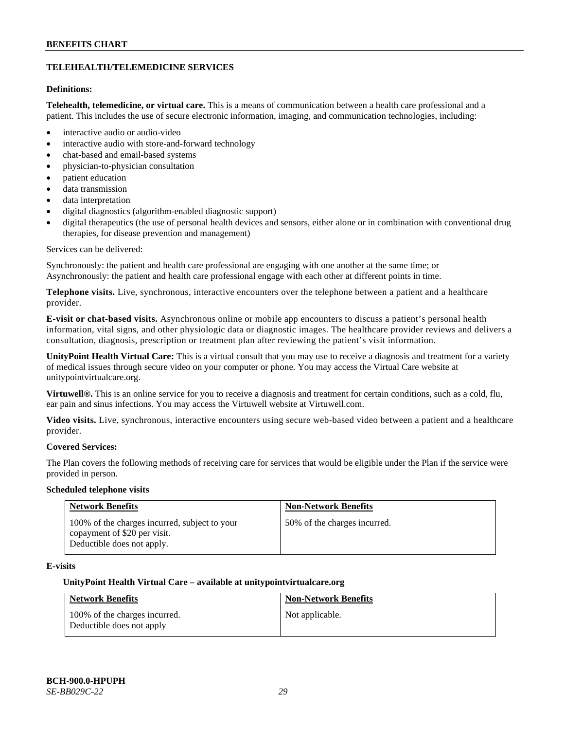## TELEHEALTH/TELEMEDICINE SERVICES

**Definitions:**

**Telehealth, telemedicine, or virtual care.** This is a means of communication between a health care professional and a patient. This includes the use of secure electronic information, imaging, and communication technologies, including:

- interactive audio or audio-video
- interactive audio with store-and-forward technology
- chat-based and email-based systems
- physician-to-physician consultation
- patient education
- data transmission
- data interpretation
- digital diagnostics (algorithm-enabled diagnostic support)
- digital therapeutics (the use of personal health devices and sensors, either alone or in combination with conventional drug therapies, for disease prevention and management)

Services can be delivered:

Synchronously: the patient and health care professional are engaging with one another at the same time; or
Asynchronously: the patient and health care professional engage with each other at different points in time.

**Telephone visits.** Live, synchronous, interactive encounters over the telephone between a patient and a healthcare provider.

**E-visit or chat-based visits.** Asynchronous online or mobile app encounters to discuss a patient's personal health information, vital signs, and other physiologic data or diagnostic images. The healthcare provider reviews and delivers a consultation, diagnosis, prescription or treatment plan after reviewing the patient's visit information.

**UnityPoint Health Virtual Care:** This is a virtual consult that you may use to receive a diagnosis and treatment for a variety of medical issues through secure video on your computer or phone. You may access the Virtual Care website at unitypointvirtualcare.org.

**Virtuwell®.** This is an online service for you to receive a diagnosis and treatment for certain conditions, such as a cold, flu, ear pain and sinus infections. You may access the Virtuwell website at Virtuwell.com.

**Video visits.** Live, synchronous, interactive encounters using secure web-based video between a patient and a healthcare provider.

**Covered Services:**

The Plan covers the following methods of receiving care for services that would be eligible under the Plan if the service were provided in person.

**Scheduled telephone visits**

| Network Benefits | Non-Network Benefits |
|---|---|
| 100% of the charges incurred, subject to your copayment of $20 per visit.<br>Deductible does not apply. | 50% of the charges incurred. |

**E-visits**

**UnityPoint Health Virtual Care – available at unitypointvirtualcare.org**

| Network Benefits | Non-Network Benefits |
|---|---|
| 100% of the charges incurred.<br>Deductible does not apply | Not applicable. |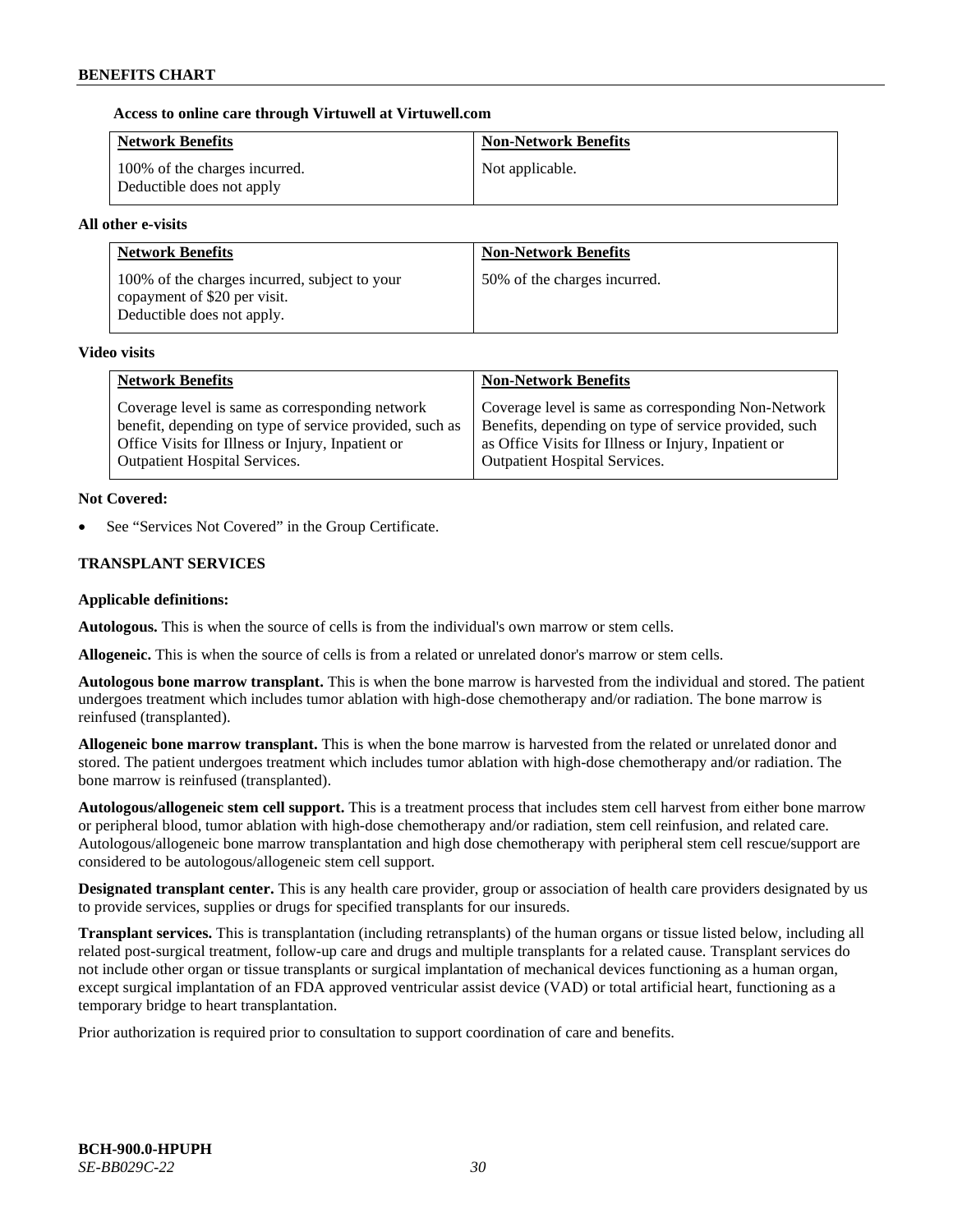**Access to online care through Virtuwell at Virtuwell.com**

| Network Benefits | Non-Network Benefits |
|---|---|
| 100% of the charges incurred. Deductible does not apply | Not applicable. |

**All other e-visits**

| Network Benefits | Non-Network Benefits |
|---|---|
| 100% of the charges incurred, subject to your copayment of $20 per visit. Deductible does not apply. | 50% of the charges incurred. |

**Video visits**

| Network Benefits | Non-Network Benefits |
|---|---|
| Coverage level is same as corresponding network benefit, depending on type of service provided, such as Office Visits for Illness or Injury, Inpatient or Outpatient Hospital Services. | Coverage level is same as corresponding Non-Network Benefits, depending on type of service provided, such as Office Visits for Illness or Injury, Inpatient or Outpatient Hospital Services. |

**Not Covered:**

- See "Services Not Covered" in the Group Certificate.

### TRANSPLANT SERVICES

**Applicable definitions:**

**Autologous.** This is when the source of cells is from the individual's own marrow or stem cells.

**Allogeneic.** This is when the source of cells is from a related or unrelated donor's marrow or stem cells.

**Autologous bone marrow transplant.** This is when the bone marrow is harvested from the individual and stored. The patient undergoes treatment which includes tumor ablation with high-dose chemotherapy and/or radiation. The bone marrow is reinfused (transplanted).

**Allogeneic bone marrow transplant.** This is when the bone marrow is harvested from the related or unrelated donor and stored. The patient undergoes treatment which includes tumor ablation with high-dose chemotherapy and/or radiation. The bone marrow is reinfused (transplanted).

**Autologous/allogeneic stem cell support.** This is a treatment process that includes stem cell harvest from either bone marrow or peripheral blood, tumor ablation with high-dose chemotherapy and/or radiation, stem cell reinfusion, and related care. Autologous/allogeneic bone marrow transplantation and high dose chemotherapy with peripheral stem cell rescue/support are considered to be autologous/allogeneic stem cell support.

**Designated transplant center.** This is any health care provider, group or association of health care providers designated by us to provide services, supplies or drugs for specified transplants for our insureds.

**Transplant services.** This is transplantation (including retransplants) of the human organs or tissue listed below, including all related post-surgical treatment, follow-up care and drugs and multiple transplants for a related cause. Transplant services do not include other organ or tissue transplants or surgical implantation of mechanical devices functioning as a human organ, except surgical implantation of an FDA approved ventricular assist device (VAD) or total artificial heart, functioning as a temporary bridge to heart transplantation.

Prior authorization is required prior to consultation to support coordination of care and benefits.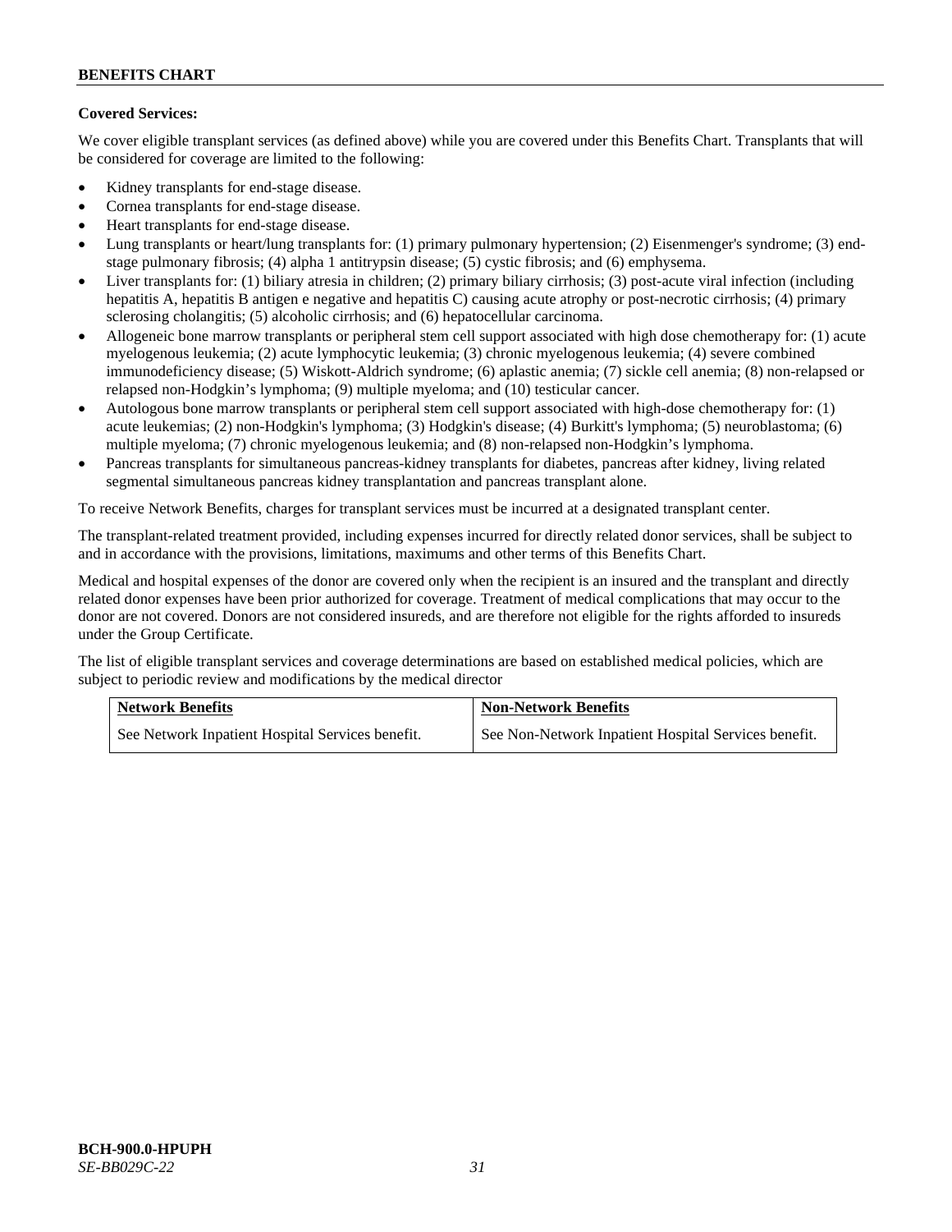**Covered Services:**

We cover eligible transplant services (as defined above) while you are covered under this Benefits Chart. Transplants that will be considered for coverage are limited to the following:

- Kidney transplants for end-stage disease.
- Cornea transplants for end-stage disease.
- Heart transplants for end-stage disease.
- Lung transplants or heart/lung transplants for: (1) primary pulmonary hypertension; (2) Eisenmenger's syndrome; (3) end-stage pulmonary fibrosis; (4) alpha 1 antitrypsin disease; (5) cystic fibrosis; and (6) emphysema.
- Liver transplants for: (1) biliary atresia in children; (2) primary biliary cirrhosis; (3) post-acute viral infection (including hepatitis A, hepatitis B antigen e negative and hepatitis C) causing acute atrophy or post-necrotic cirrhosis; (4) primary sclerosing cholangitis; (5) alcoholic cirrhosis; and (6) hepatocellular carcinoma.
- Allogeneic bone marrow transplants or peripheral stem cell support associated with high dose chemotherapy for: (1) acute myelogenous leukemia; (2) acute lymphocytic leukemia; (3) chronic myelogenous leukemia; (4) severe combined immunodeficiency disease; (5) Wiskott-Aldrich syndrome; (6) aplastic anemia; (7) sickle cell anemia; (8) non-relapsed or relapsed non-Hodgkin's lymphoma; (9) multiple myeloma; and (10) testicular cancer.
- Autologous bone marrow transplants or peripheral stem cell support associated with high-dose chemotherapy for: (1) acute leukemias; (2) non-Hodgkin's lymphoma; (3) Hodgkin's disease; (4) Burkitt's lymphoma; (5) neuroblastoma; (6) multiple myeloma; (7) chronic myelogenous leukemia; and (8) non-relapsed non-Hodgkin's lymphoma.
- Pancreas transplants for simultaneous pancreas-kidney transplants for diabetes, pancreas after kidney, living related segmental simultaneous pancreas kidney transplantation and pancreas transplant alone.

To receive Network Benefits, charges for transplant services must be incurred at a designated transplant center.

The transplant-related treatment provided, including expenses incurred for directly related donor services, shall be subject to and in accordance with the provisions, limitations, maximums and other terms of this Benefits Chart.

Medical and hospital expenses of the donor are covered only when the recipient is an insured and the transplant and directly related donor expenses have been prior authorized for coverage. Treatment of medical complications that may occur to the donor are not covered. Donors are not considered insureds, and are therefore not eligible for the rights afforded to insureds under the Group Certificate.

The list of eligible transplant services and coverage determinations are based on established medical policies, which are subject to periodic review and modifications by the medical director

| Network Benefits | Non-Network Benefits |
|---|---|
| See Network Inpatient Hospital Services benefit. | See Non-Network Inpatient Hospital Services benefit. |

**BCH-900.0-HPUPH**
*SE-BB029C-22*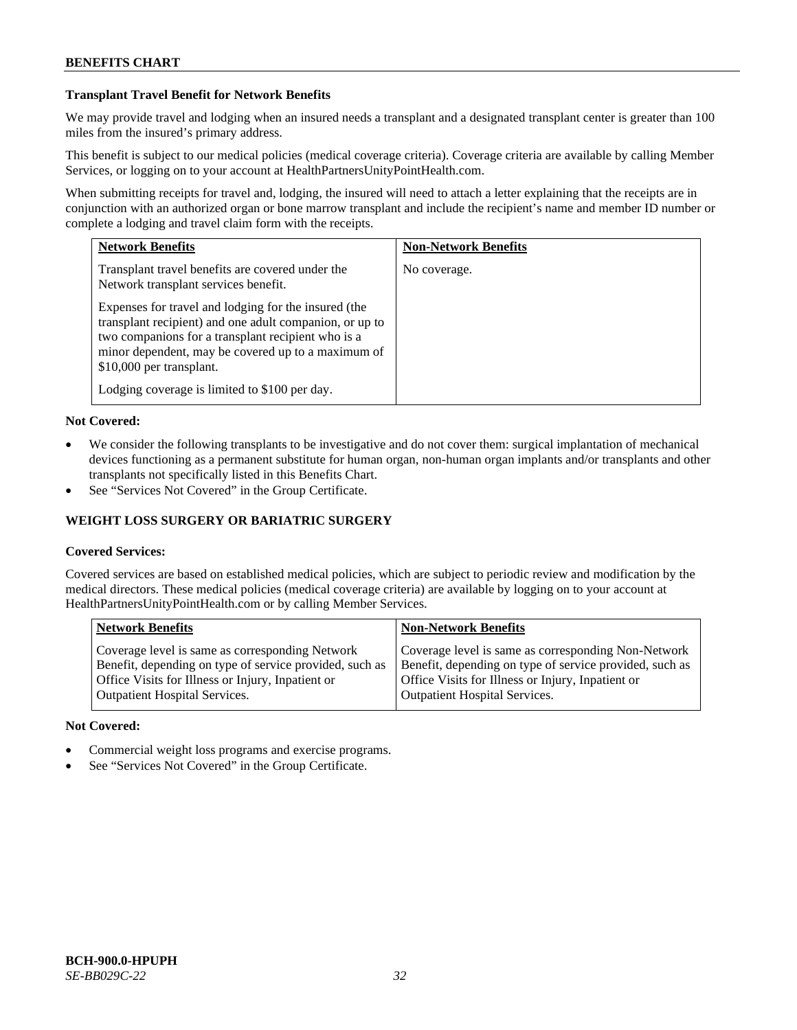### Transplant Travel Benefit for Network Benefits

We may provide travel and lodging when an insured needs a transplant and a designated transplant center is greater than 100 miles from the insured's primary address.

This benefit is subject to our medical policies (medical coverage criteria). Coverage criteria are available by calling Member Services, or logging on to your account at HealthPartnersUnityPointHealth.com.

When submitting receipts for travel and, lodging, the insured will need to attach a letter explaining that the receipts are in conjunction with an authorized organ or bone marrow transplant and include the recipient's name and member ID number or complete a lodging and travel claim form with the receipts.

| Network Benefits | Non-Network Benefits |
|---|---|
| Transplant travel benefits are covered under the Network transplant services benefit.<br><br>Expenses for travel and lodging for the insured (the transplant recipient) and one adult companion, or up to two companions for a transplant recipient who is a minor dependent, may be covered up to a maximum of $10,000 per transplant.<br><br>Lodging coverage is limited to $100 per day. | No coverage. |

**Not Covered:**

- We consider the following transplants to be investigative and do not cover them: surgical implantation of mechanical devices functioning as a permanent substitute for human organ, non-human organ implants and/or transplants and other transplants not specifically listed in this Benefits Chart.
- See "Services Not Covered" in the Group Certificate.

## WEIGHT LOSS SURGERY OR BARIATRIC SURGERY

**Covered Services:**

Covered services are based on established medical policies, which are subject to periodic review and modification by the medical directors. These medical policies (medical coverage criteria) are available by logging on to your account at HealthPartnersUnityPointHealth.com or by calling Member Services.

| Network Benefits | Non-Network Benefits |
|---|---|
| Coverage level is same as corresponding Network Benefit, depending on type of service provided, such as Office Visits for Illness or Injury, Inpatient or Outpatient Hospital Services. | Coverage level is same as corresponding Non-Network Benefit, depending on type of service provided, such as Office Visits for Illness or Injury, Inpatient or Outpatient Hospital Services. |

**Not Covered:**

- Commercial weight loss programs and exercise programs.
- See "Services Not Covered" in the Group Certificate.

**BCH-900.0-HPUPH**
*SE-BB029C-22*